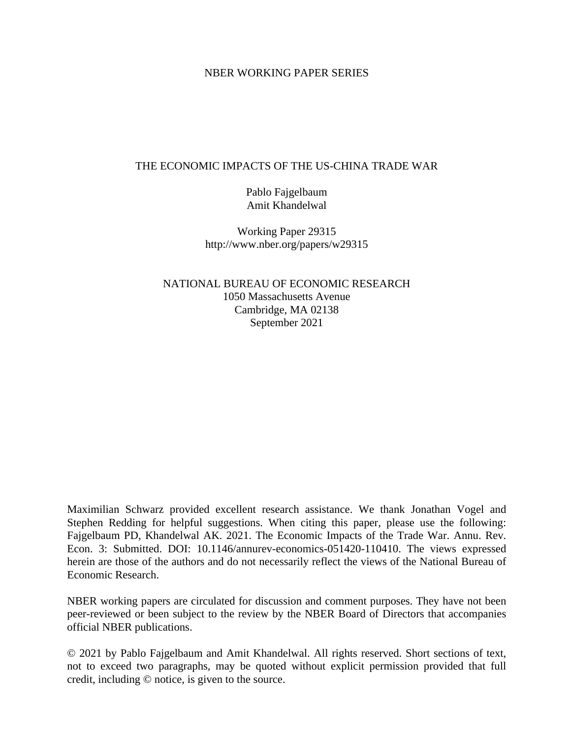NBER WORKING PAPER SERIES

# THE ECONOMIC IMPACTS OF THE US-CHINA TRADE WAR

Pablo Fajgelbaum
Amit Khandelwal

Working Paper 29315
http://www.nber.org/papers/w29315

NATIONAL BUREAU OF ECONOMIC RESEARCH
1050 Massachusetts Avenue
Cambridge, MA 02138
September 2021

Maximilian Schwarz provided excellent research assistance. We thank Jonathan Vogel and Stephen Redding for helpful suggestions. When citing this paper, please use the following: Fajgelbaum PD, Khandelwal AK. 2021. The Economic Impacts of the Trade War. Annu. Rev. Econ. 3: Submitted. DOI: 10.1146/annurev-economics-051420-110410. The views expressed herein are those of the authors and do not necessarily reflect the views of the National Bureau of Economic Research.

NBER working papers are circulated for discussion and comment purposes. They have not been peer-reviewed or been subject to the review by the NBER Board of Directors that accompanies official NBER publications.

© 2021 by Pablo Fajgelbaum and Amit Khandelwal. All rights reserved. Short sections of text, not to exceed two paragraphs, may be quoted without explicit permission provided that full credit, including © notice, is given to the source.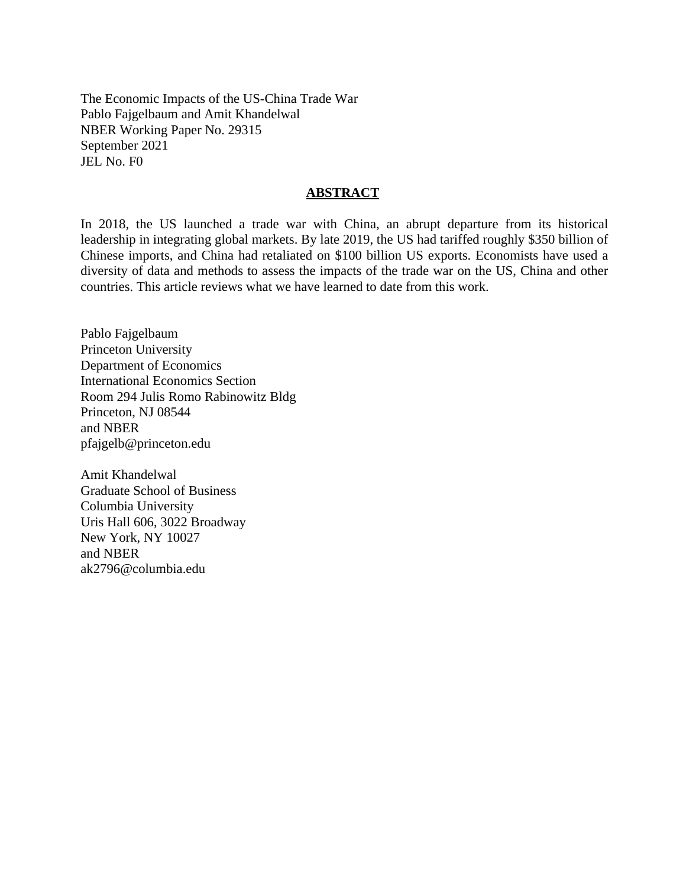The Economic Impacts of the US-China Trade War
Pablo Fajgelbaum and Amit Khandelwal
NBER Working Paper No. 29315
September 2021
JEL No. F0

## ABSTRACT

In 2018, the US launched a trade war with China, an abrupt departure from its historical leadership in integrating global markets. By late 2019, the US had tariffed roughly $350 billion of Chinese imports, and China had retaliated on $100 billion US exports. Economists have used a diversity of data and methods to assess the impacts of the trade war on the US, China and other countries. This article reviews what we have learned to date from this work.

Pablo Fajgelbaum
Princeton University
Department of Economics
International Economics Section
Room 294 Julis Romo Rabinowitz Bldg
Princeton, NJ 08544
and NBER
pfajgelb@princeton.edu

Amit Khandelwal
Graduate School of Business
Columbia University
Uris Hall 606, 3022 Broadway
New York, NY 10027
and NBER
ak2796@columbia.edu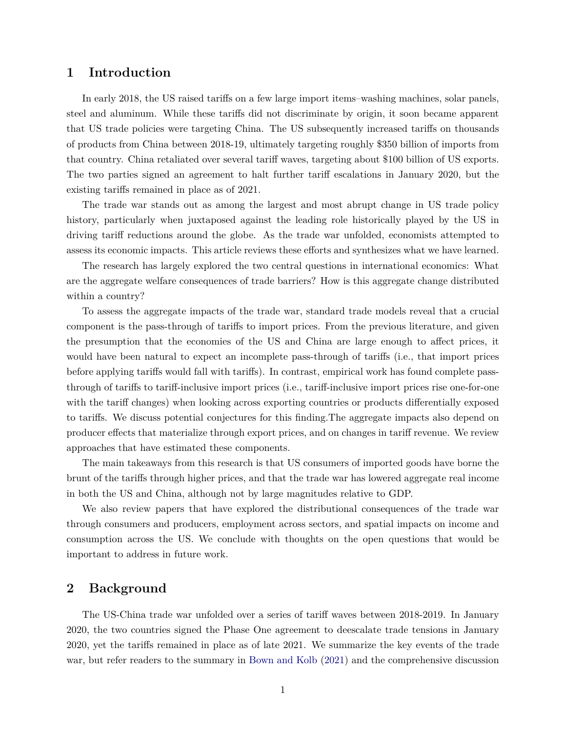# 1 Introduction

In early 2018, the US raised tariffs on a few large import items–washing machines, solar panels, steel and aluminum. While these tariffs did not discriminate by origin, it soon became apparent that US trade policies were targeting China. The US subsequently increased tariffs on thousands of products from China between 2018-19, ultimately targeting roughly $350 billion of imports from that country. China retaliated over several tariff waves, targeting about $100 billion of US exports. The two parties signed an agreement to halt further tariff escalations in January 2020, but the existing tariffs remained in place as of 2021.

The trade war stands out as among the largest and most abrupt change in US trade policy history, particularly when juxtaposed against the leading role historically played by the US in driving tariff reductions around the globe. As the trade war unfolded, economists attempted to assess its economic impacts. This article reviews these efforts and synthesizes what we have learned.

The research has largely explored the two central questions in international economics: What are the aggregate welfare consequences of trade barriers? How is this aggregate change distributed within a country?

To assess the aggregate impacts of the trade war, standard trade models reveal that a crucial component is the pass-through of tariffs to import prices. From the previous literature, and given the presumption that the economies of the US and China are large enough to affect prices, it would have been natural to expect an incomplete pass-through of tariffs (i.e., that import prices before applying tariffs would fall with tariffs). In contrast, empirical work has found complete pass-through of tariffs to tariff-inclusive import prices (i.e., tariff-inclusive import prices rise one-for-one with the tariff changes) when looking across exporting countries or products differentially exposed to tariffs. We discuss potential conjectures for this finding.The aggregate impacts also depend on producer effects that materialize through export prices, and on changes in tariff revenue. We review approaches that have estimated these components.

The main takeaways from this research is that US consumers of imported goods have borne the brunt of the tariffs through higher prices, and that the trade war has lowered aggregate real income in both the US and China, although not by large magnitudes relative to GDP.

We also review papers that have explored the distributional consequences of the trade war through consumers and producers, employment across sectors, and spatial impacts on income and consumption across the US. We conclude with thoughts on the open questions that would be important to address in future work.

# 2 Background

The US-China trade war unfolded over a series of tariff waves between 2018-2019. In January 2020, the two countries signed the Phase One agreement to deescalate trade tensions in January 2020, yet the tariffs remained in place as of late 2021. We summarize the key events of the trade war, but refer readers to the summary in Bown and Kolb (2021) and the comprehensive discussion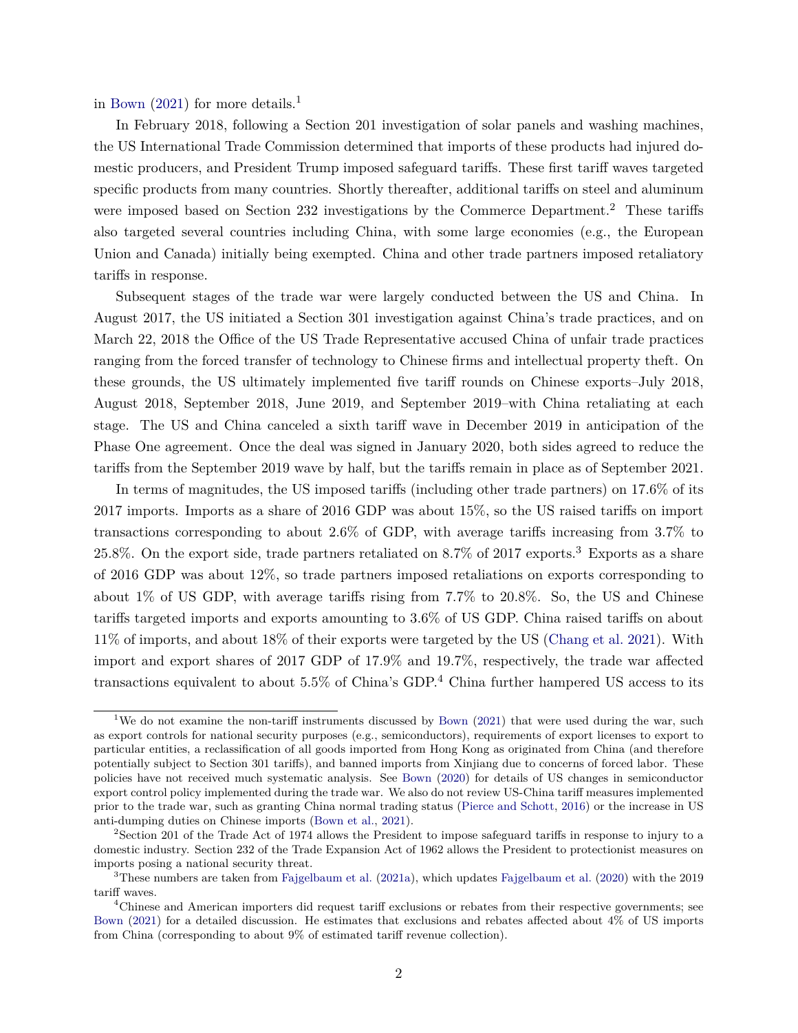in Bown (2021) for more details.[1]

In February 2018, following a Section 201 investigation of solar panels and washing machines, the US International Trade Commission determined that imports of these products had injured domestic producers, and President Trump imposed safeguard tariffs. These first tariff waves targeted specific products from many countries. Shortly thereafter, additional tariffs on steel and aluminum were imposed based on Section 232 investigations by the Commerce Department.[2] These tariffs also targeted several countries including China, with some large economies (e.g., the European Union and Canada) initially being exempted. China and other trade partners imposed retaliatory tariffs in response.

Subsequent stages of the trade war were largely conducted between the US and China. In August 2017, the US initiated a Section 301 investigation against China's trade practices, and on March 22, 2018 the Office of the US Trade Representative accused China of unfair trade practices ranging from the forced transfer of technology to Chinese firms and intellectual property theft. On these grounds, the US ultimately implemented five tariff rounds on Chinese exports–July 2018, August 2018, September 2018, June 2019, and September 2019–with China retaliating at each stage. The US and China canceled a sixth tariff wave in December 2019 in anticipation of the Phase One agreement. Once the deal was signed in January 2020, both sides agreed to reduce the tariffs from the September 2019 wave by half, but the tariffs remain in place as of September 2021.

In terms of magnitudes, the US imposed tariffs (including other trade partners) on 17.6% of its 2017 imports. Imports as a share of 2016 GDP was about 15%, so the US raised tariffs on import transactions corresponding to about 2.6% of GDP, with average tariffs increasing from 3.7% to 25.8%. On the export side, trade partners retaliated on 8.7% of 2017 exports.[3] Exports as a share of 2016 GDP was about 12%, so trade partners imposed retaliations on exports corresponding to about 1% of US GDP, with average tariffs rising from 7.7% to 20.8%. So, the US and Chinese tariffs targeted imports and exports amounting to 3.6% of US GDP. China raised tariffs on about 11% of imports, and about 18% of their exports were targeted by the US (Chang et al. 2021). With import and export shares of 2017 GDP of 17.9% and 19.7%, respectively, the trade war affected transactions equivalent to about 5.5% of China's GDP.[4] China further hampered US access to its

---

[1] We do not examine the non-tariff instruments discussed by Bown (2021) that were used during the war, such as export controls for national security purposes (e.g., semiconductors), requirements of export licenses to export to particular entities, a reclassification of all goods imported from Hong Kong as originated from China (and therefore potentially subject to Section 301 tariffs), and banned imports from Xinjiang due to concerns of forced labor. These policies have not received much systematic analysis. See Bown (2020) for details of US changes in semiconductor export control policy implemented during the trade war. We also do not review US-China tariff measures implemented prior to the trade war, such as granting China normal trading status (Pierce and Schott, 2016) or the increase in US anti-dumping duties on Chinese imports (Bown et al., 2021).

[2] Section 201 of the Trade Act of 1974 allows the President to impose safeguard tariffs in response to injury to a domestic industry. Section 232 of the Trade Expansion Act of 1962 allows the President to protectionist measures on imports posing a national security threat.

[3] These numbers are taken from Fajgelbaum et al. (2021a), which updates Fajgelbaum et al. (2020) with the 2019 tariff waves.

[4] Chinese and American importers did request tariff exclusions or rebates from their respective governments; see Bown (2021) for a detailed discussion. He estimates that exclusions and rebates affected about 4% of US imports from China (corresponding to about 9% of estimated tariff revenue collection).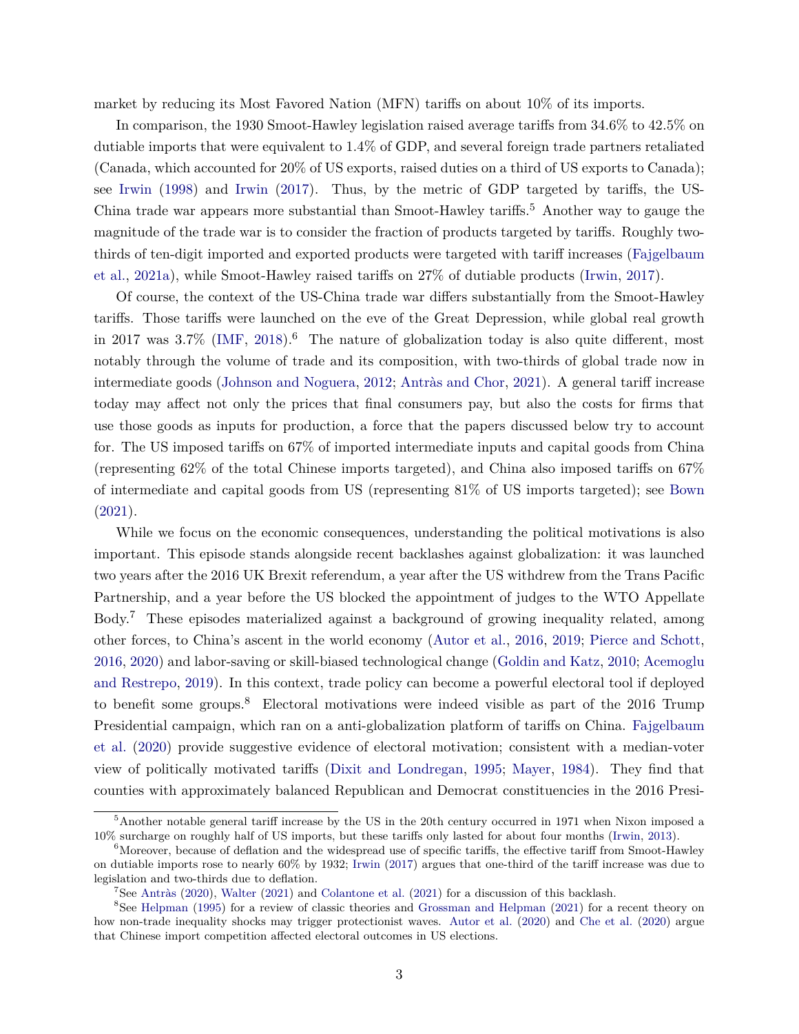market by reducing its Most Favored Nation (MFN) tariffs on about 10% of its imports.

In comparison, the 1930 Smoot-Hawley legislation raised average tariffs from 34.6% to 42.5% on dutiable imports that were equivalent to 1.4% of GDP, and several foreign trade partners retaliated (Canada, which accounted for 20% of US exports, raised duties on a third of US exports to Canada); see Irwin (1998) and Irwin (2017). Thus, by the metric of GDP targeted by tariffs, the US-China trade war appears more substantial than Smoot-Hawley tariffs.[5] Another way to gauge the magnitude of the trade war is to consider the fraction of products targeted by tariffs. Roughly two-thirds of ten-digit imported and exported products were targeted with tariff increases (Fajgelbaum et al., 2021a), while Smoot-Hawley raised tariffs on 27% of dutiable products (Irwin, 2017).

Of course, the context of the US-China trade war differs substantially from the Smoot-Hawley tariffs. Those tariffs were launched on the eve of the Great Depression, while global real growth in 2017 was 3.7% (IMF, 2018).[6] The nature of globalization today is also quite different, most notably through the volume of trade and its composition, with two-thirds of global trade now in intermediate goods (Johnson and Noguera, 2012; Antràs and Chor, 2021). A general tariff increase today may affect not only the prices that final consumers pay, but also the costs for firms that use those goods as inputs for production, a force that the papers discussed below try to account for. The US imposed tariffs on 67% of imported intermediate inputs and capital goods from China (representing 62% of the total Chinese imports targeted), and China also imposed tariffs on 67% of intermediate and capital goods from US (representing 81% of US imports targeted); see Bown (2021).

While we focus on the economic consequences, understanding the political motivations is also important. This episode stands alongside recent backlashes against globalization: it was launched two years after the 2016 UK Brexit referendum, a year after the US withdrew from the Trans Pacific Partnership, and a year before the US blocked the appointment of judges to the WTO Appellate Body.[7] These episodes materialized against a background of growing inequality related, among other forces, to China's ascent in the world economy (Autor et al., 2016, 2019; Pierce and Schott, 2016, 2020) and labor-saving or skill-biased technological change (Goldin and Katz, 2010; Acemoglu and Restrepo, 2019). In this context, trade policy can become a powerful electoral tool if deployed to benefit some groups.[8] Electoral motivations were indeed visible as part of the 2016 Trump Presidential campaign, which ran on a anti-globalization platform of tariffs on China. Fajgelbaum et al. (2020) provide suggestive evidence of electoral motivation; consistent with a median-voter view of politically motivated tariffs (Dixit and Londregan, 1995; Mayer, 1984). They find that counties with approximately balanced Republican and Democrat constituencies in the 2016 Presi-

[5] Another notable general tariff increase by the US in the 20th century occurred in 1971 when Nixon imposed a 10% surcharge on roughly half of US imports, but these tariffs only lasted for about four months (Irwin, 2013).

[6] Moreover, because of deflation and the widespread use of specific tariffs, the effective tariff from Smoot-Hawley on dutiable imports rose to nearly 60% by 1932; Irwin (2017) argues that one-third of the tariff increase was due to legislation and two-thirds due to deflation.

[7] See Antràs (2020), Walter (2021) and Colantone et al. (2021) for a discussion of this backlash.

[8] See Helpman (1995) for a review of classic theories and Grossman and Helpman (2021) for a recent theory on how non-trade inequality shocks may trigger protectionist waves. Autor et al. (2020) and Che et al. (2020) argue that Chinese import competition affected electoral outcomes in US elections.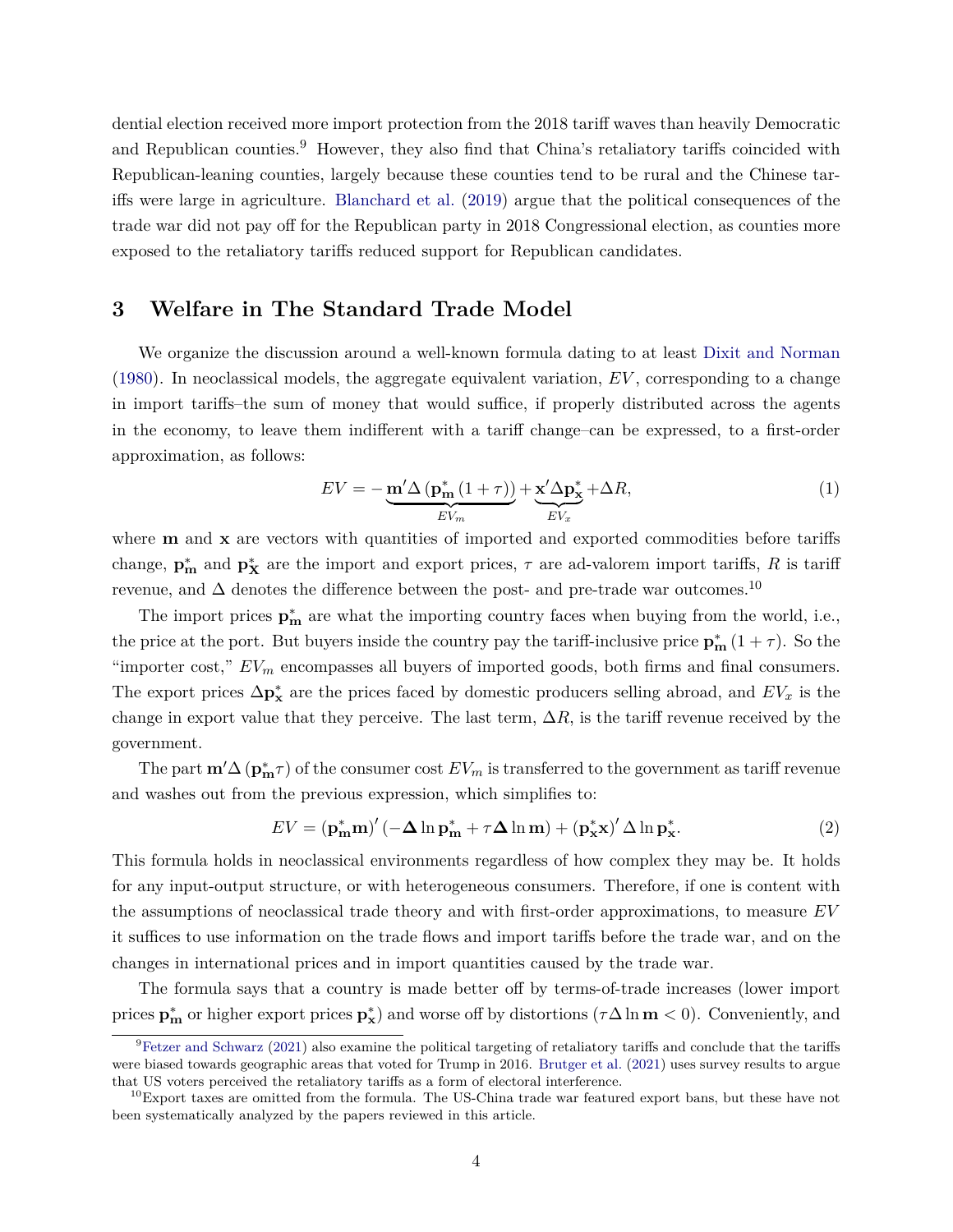dential election received more import protection from the 2018 tariff waves than heavily Democratic and Republican counties.[9] However, they also find that China's retaliatory tariffs coincided with Republican-leaning counties, largely because these counties tend to be rural and the Chinese tariffs were large in agriculture. Blanchard et al. (2019) argue that the political consequences of the trade war did not pay off for the Republican party in 2018 Congressional election, as counties more exposed to the retaliatory tariffs reduced support for Republican candidates.

## 3 Welfare in The Standard Trade Model

We organize the discussion around a well-known formula dating to at least Dixit and Norman (1980). In neoclassical models, the aggregate equivalent variation, $EV$, corresponding to a change in import tariffs–the sum of money that would suffice, if properly distributed across the agents in the economy, to leave them indifferent with a tariff change–can be expressed, to a first-order approximation, as follows:

$$EV = -\underbrace{\mathbf{m}'\Delta\left(\mathbf{p}^*_{\mathbf{m}}\left(1+\tau\right)\right)}_{EV_m} + \underbrace{\mathbf{x}'\Delta\mathbf{p}^*_{\mathbf{x}}}_{EV_x} + \Delta R, \tag{1}$$

where $\mathbf{m}$ and $\mathbf{x}$ are vectors with quantities of imported and exported commodities before tariffs change, $\mathbf{p}^*_{\mathbf{m}}$ and $\mathbf{p}^*_{\mathbf{X}}$ are the import and export prices, $\tau$ are ad-valorem import tariffs, $R$ is tariff revenue, and $\Delta$ denotes the difference between the post- and pre-trade war outcomes.[10]

The import prices $\mathbf{p}^*_{\mathbf{m}}$ are what the importing country faces when buying from the world, i.e., the price at the port. But buyers inside the country pay the tariff-inclusive price $\mathbf{p}^*_{\mathbf{m}}(1+\tau)$. So the "importer cost," $EV_m$ encompasses all buyers of imported goods, both firms and final consumers. The export prices $\Delta\mathbf{p}^*_{\mathbf{x}}$ are the prices faced by domestic producers selling abroad, and $EV_x$ is the change in export value that they perceive. The last term, $\Delta R$, is the tariff revenue received by the government.

The part $\mathbf{m}'\Delta\left(\mathbf{p}^*_{\mathbf{m}}\tau\right)$ of the consumer cost $EV_m$ is transferred to the government as tariff revenue and washes out from the previous expression, which simplifies to:

$$EV = \left(\mathbf{p}^*_{\mathbf{m}}\mathbf{m}\right)'\left(-\boldsymbol{\Delta}\ln\mathbf{p}^*_{\mathbf{m}} + \tau\boldsymbol{\Delta}\ln\mathbf{m}\right) + \left(\mathbf{p}^*_{\mathbf{x}}\mathbf{x}\right)'\Delta\ln\mathbf{p}^*_{\mathbf{x}}. \tag{2}$$

This formula holds in neoclassical environments regardless of how complex they may be. It holds for any input-output structure, or with heterogeneous consumers. Therefore, if one is content with the assumptions of neoclassical trade theory and with first-order approximations, to measure $EV$ it suffices to use information on the trade flows and import tariffs before the trade war, and on the changes in international prices and in import quantities caused by the trade war.

The formula says that a country is made better off by terms-of-trade increases (lower import prices $\mathbf{p}^*_{\mathbf{m}}$ or higher export prices $\mathbf{p}^*_{\mathbf{x}}$) and worse off by distortions ($\tau\Delta\ln\mathbf{m} < 0$). Conveniently, and

[9] Fetzer and Schwarz (2021) also examine the political targeting of retaliatory tariffs and conclude that the tariffs were biased towards geographic areas that voted for Trump in 2016. Brutger et al. (2021) uses survey results to argue that US voters perceived the retaliatory tariffs as a form of electoral interference.

[10] Export taxes are omitted from the formula. The US-China trade war featured export bans, but these have not been systematically analyzed by the papers reviewed in this article.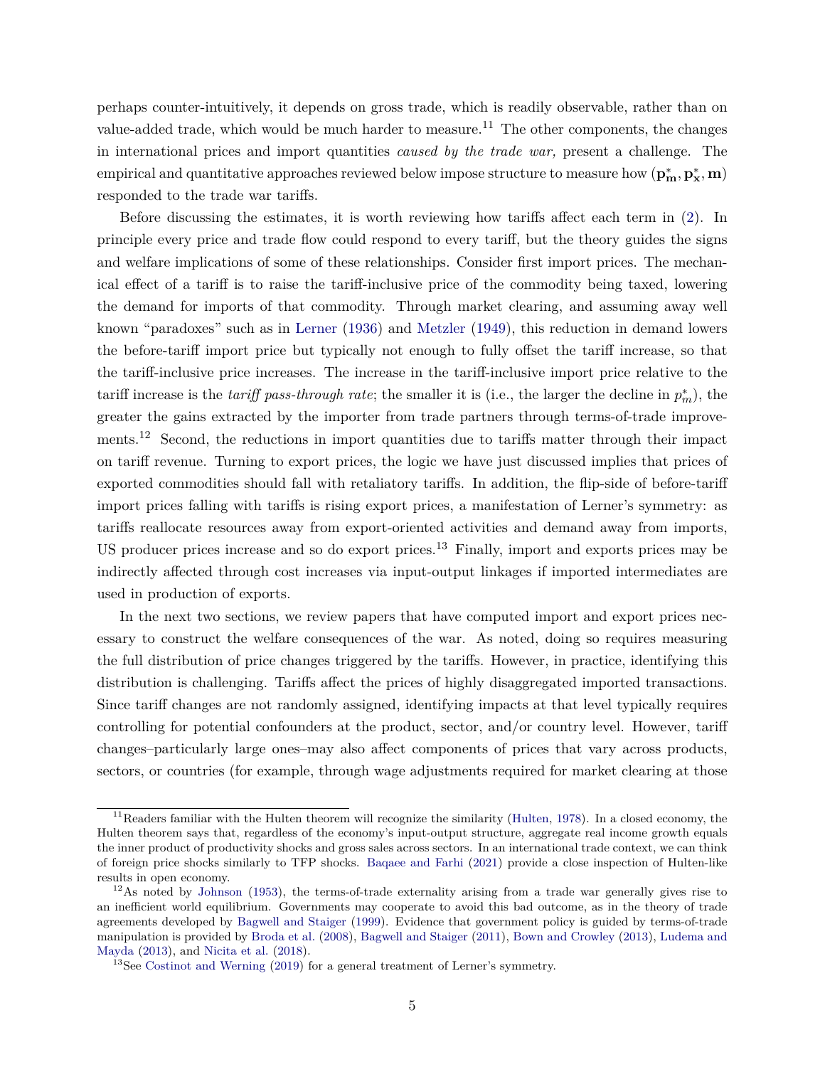perhaps counter-intuitively, it depends on gross trade, which is readily observable, rather than on value-added trade, which would be much harder to measure.[11] The other components, the changes in international prices and import quantities *caused by the trade war,* present a challenge. The empirical and quantitative approaches reviewed below impose structure to measure how $(\mathbf{p}^*_\mathbf{m}, \mathbf{p}^*_\mathbf{x}, \mathbf{m})$ responded to the trade war tariffs.

Before discussing the estimates, it is worth reviewing how tariffs affect each term in (2). In principle every price and trade flow could respond to every tariff, but the theory guides the signs and welfare implications of some of these relationships. Consider first import prices. The mechanical effect of a tariff is to raise the tariff-inclusive price of the commodity being taxed, lowering the demand for imports of that commodity. Through market clearing, and assuming away well known "paradoxes" such as in Lerner (1936) and Metzler (1949), this reduction in demand lowers the before-tariff import price but typically not enough to fully offset the tariff increase, so that the tariff-inclusive price increases. The increase in the tariff-inclusive import price relative to the tariff increase is the *tariff pass-through rate*; the smaller it is (i.e., the larger the decline in $p^*_m$), the greater the gains extracted by the importer from trade partners through terms-of-trade improvements.[12] Second, the reductions in import quantities due to tariffs matter through their impact on tariff revenue. Turning to export prices, the logic we have just discussed implies that prices of exported commodities should fall with retaliatory tariffs. In addition, the flip-side of before-tariff import prices falling with tariffs is rising export prices, a manifestation of Lerner's symmetry: as tariffs reallocate resources away from export-oriented activities and demand away from imports, US producer prices increase and so do export prices.[13] Finally, import and exports prices may be indirectly affected through cost increases via input-output linkages if imported intermediates are used in production of exports.

In the next two sections, we review papers that have computed import and export prices necessary to construct the welfare consequences of the war. As noted, doing so requires measuring the full distribution of price changes triggered by the tariffs. However, in practice, identifying this distribution is challenging. Tariffs affect the prices of highly disaggregated imported transactions. Since tariff changes are not randomly assigned, identifying impacts at that level typically requires controlling for potential confounders at the product, sector, and/or country level. However, tariff changes–particularly large ones–may also affect components of prices that vary across products, sectors, or countries (for example, through wage adjustments required for market clearing at those

---

[11] Readers familiar with the Hulten theorem will recognize the similarity (Hulten, 1978). In a closed economy, the Hulten theorem says that, regardless of the economy's input-output structure, aggregate real income growth equals the inner product of productivity shocks and gross sales across sectors. In an international trade context, we can think of foreign price shocks similarly to TFP shocks. Baqaee and Farhi (2021) provide a close inspection of Hulten-like results in open economy.

[12] As noted by Johnson (1953), the terms-of-trade externality arising from a trade war generally gives rise to an inefficient world equilibrium. Governments may cooperate to avoid this bad outcome, as in the theory of trade agreements developed by Bagwell and Staiger (1999). Evidence that government policy is guided by terms-of-trade manipulation is provided by Broda et al. (2008), Bagwell and Staiger (2011), Bown and Crowley (2013), Ludema and Mayda (2013), and Nicita et al. (2018).

[13] See Costinot and Werning (2019) for a general treatment of Lerner's symmetry.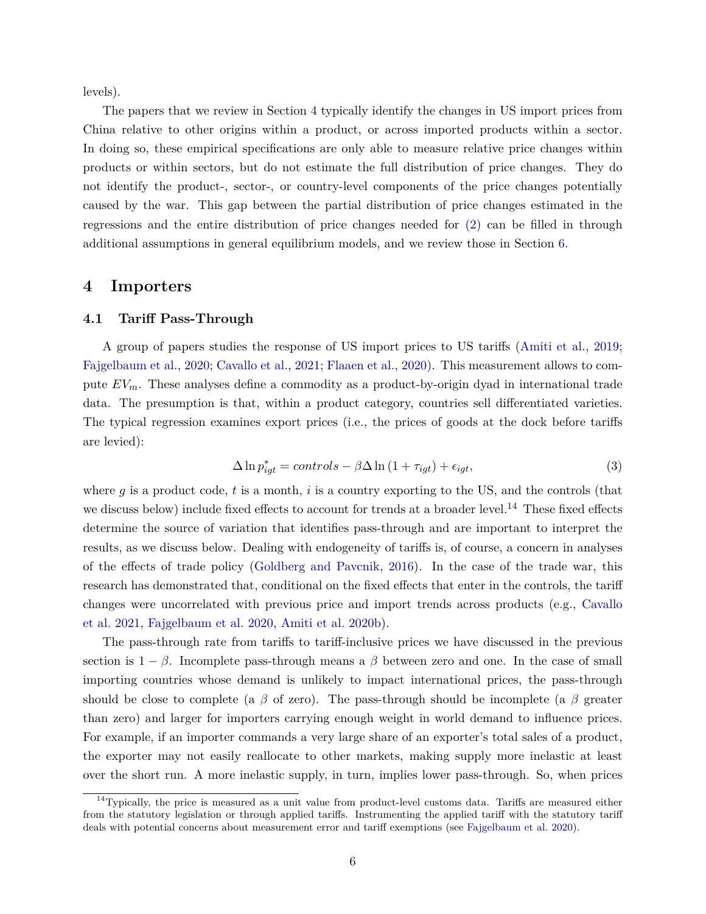levels).

The papers that we review in Section 4 typically identify the changes in US import prices from China relative to other origins within a product, or across imported products within a sector. In doing so, these empirical specifications are only able to measure relative price changes within products or within sectors, but do not estimate the full distribution of price changes. They do not identify the product-, sector-, or country-level components of the price changes potentially caused by the war. This gap between the partial distribution of price changes estimated in the regressions and the entire distribution of price changes needed for (2) can be filled in through additional assumptions in general equilibrium models, and we review those in Section 6.

## 4 Importers

### 4.1 Tariff Pass-Through

A group of papers studies the response of US import prices to US tariffs (Amiti et al., 2019; Fajgelbaum et al., 2020; Cavallo et al., 2021; Flaaen et al., 2020). This measurement allows to compute $EV_m$. These analyses define a commodity as a product-by-origin dyad in international trade data. The presumption is that, within a product category, countries sell differentiated varieties. The typical regression examines export prices (i.e., the prices of goods at the dock before tariffs are levied):

$$\Delta \ln p^*_{igt} = controls - \beta \Delta \ln (1 + \tau_{igt}) + \epsilon_{igt}, \tag{3}$$

where $g$ is a product code, $t$ is a month, $i$ is a country exporting to the US, and the controls (that we discuss below) include fixed effects to account for trends at a broader level.[14] These fixed effects determine the source of variation that identifies pass-through and are important to interpret the results, as we discuss below. Dealing with endogeneity of tariffs is, of course, a concern in analyses of the effects of trade policy (Goldberg and Pavcnik, 2016). In the case of the trade war, this research has demonstrated that, conditional on the fixed effects that enter in the controls, the tariff changes were uncorrelated with previous price and import trends across products (e.g., Cavallo et al. 2021, Fajgelbaum et al. 2020, Amiti et al. 2020b).

The pass-through rate from tariffs to tariff-inclusive prices we have discussed in the previous section is $1 - \beta$. Incomplete pass-through means a $\beta$ between zero and one. In the case of small importing countries whose demand is unlikely to impact international prices, the pass-through should be close to complete (a $\beta$ of zero). The pass-through should be incomplete (a $\beta$ greater than zero) and larger for importers carrying enough weight in world demand to influence prices. For example, if an importer commands a very large share of an exporter's total sales of a product, the exporter may not easily reallocate to other markets, making supply more inelastic at least over the short run. A more inelastic supply, in turn, implies lower pass-through. So, when prices

[14] Typically, the price is measured as a unit value from product-level customs data. Tariffs are measured either from the statutory legislation or through applied tariffs. Instrumenting the applied tariff with the statutory tariff deals with potential concerns about measurement error and tariff exemptions (see Fajgelbaum et al. 2020).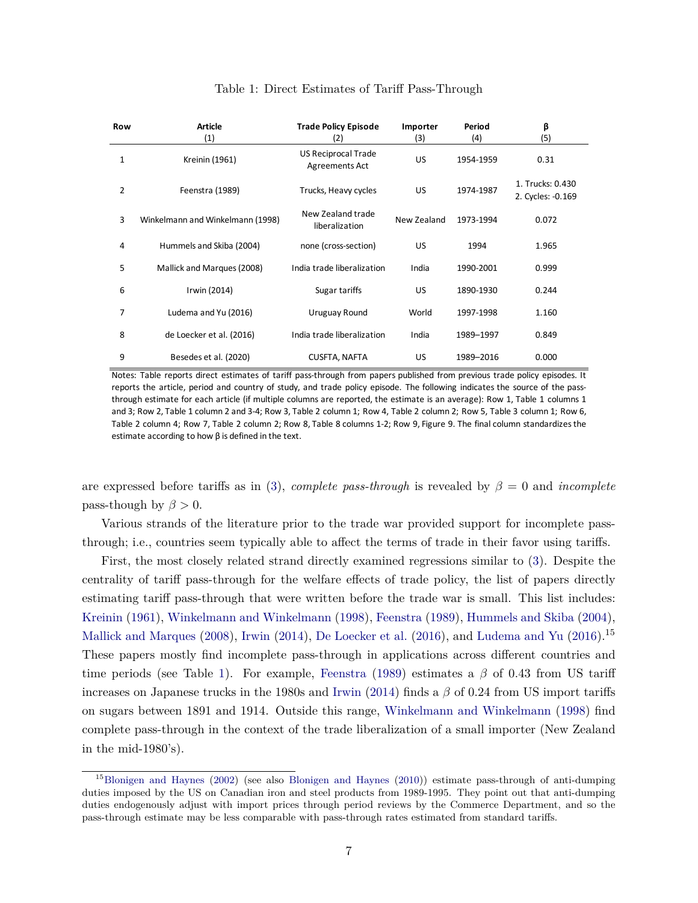Table 1: Direct Estimates of Tariff Pass-Through

| Row | Article (1) | Trade Policy Episode (2) | Importer (3) | Period (4) | β (5) |
|---|---|---|---|---|---|
| 1 | Kreinin (1961) | US Reciprocal Trade Agreements Act | US | 1954-1959 | 0.31 |
| 2 | Feenstra (1989) | Trucks, Heavy cycles | US | 1974-1987 | 1. Trucks: 0.430<br>2. Cycles: -0.169 |
| 3 | Winkelmann and Winkelmann (1998) | New Zealand trade liberalization | New Zealand | 1973-1994 | 0.072 |
| 4 | Hummels and Skiba (2004) | none (cross-section) | US | 1994 | 1.965 |
| 5 | Mallick and Marques (2008) | India trade liberalization | India | 1990-2001 | 0.999 |
| 6 | Irwin (2014) | Sugar tariffs | US | 1890-1930 | 0.244 |
| 7 | Ludema and Yu (2016) | Uruguay Round | World | 1997-1998 | 1.160 |
| 8 | de Loecker et al. (2016) | India trade liberalization | India | 1989–1997 | 0.849 |
| 9 | Besedes et al. (2020) | CUSFTA, NAFTA | US | 1989–2016 | 0.000 |

Notes: Table reports direct estimates of tariff pass-through from papers published from previous trade policy episodes. It reports the article, period and country of study, and trade policy episode. The following indicates the source of the pass-through estimate for each article (if multiple columns are reported, the estimate is an average): Row 1, Table 1 columns 1 and 3; Row 2, Table 1 column 2 and 3-4; Row 3, Table 2 column 1; Row 4, Table 2 column 2; Row 5, Table 3 column 1; Row 6, Table 2 column 4; Row 7, Table 2 column 2; Row 8, Table 8 columns 1-2; Row 9, Figure 9. The final column standardizes the estimate according to how β is defined in the text.

are expressed before tariffs as in (3), *complete pass-through* is revealed by $\beta = 0$ and *incomplete* pass-though by $\beta > 0$.

Various strands of the literature prior to the trade war provided support for incomplete pass-through; i.e., countries seem typically able to affect the terms of trade in their favor using tariffs.

First, the most closely related strand directly examined regressions similar to (3). Despite the centrality of tariff pass-through for the welfare effects of trade policy, the list of papers directly estimating tariff pass-through that were written before the trade war is small. This list includes: Kreinin (1961), Winkelmann and Winkelmann (1998), Feenstra (1989), Hummels and Skiba (2004), Mallick and Marques (2008), Irwin (2014), De Loecker et al. (2016), and Ludema and Yu (2016).[15] These papers mostly find incomplete pass-through in applications across different countries and time periods (see Table 1). For example, Feenstra (1989) estimates a $\beta$ of 0.43 from US tariff increases on Japanese trucks in the 1980s and Irwin (2014) finds a $\beta$ of 0.24 from US import tariffs on sugars between 1891 and 1914. Outside this range, Winkelmann and Winkelmann (1998) find complete pass-through in the context of the trade liberalization of a small importer (New Zealand in the mid-1980's).

[15] Blonigen and Haynes (2002) (see also Blonigen and Haynes (2010)) estimate pass-through of anti-dumping duties imposed by the US on Canadian iron and steel products from 1989-1995. They point out that anti-dumping duties endogenously adjust with import prices through period reviews by the Commerce Department, and so the pass-through estimate may be less comparable with pass-through rates estimated from standard tariffs.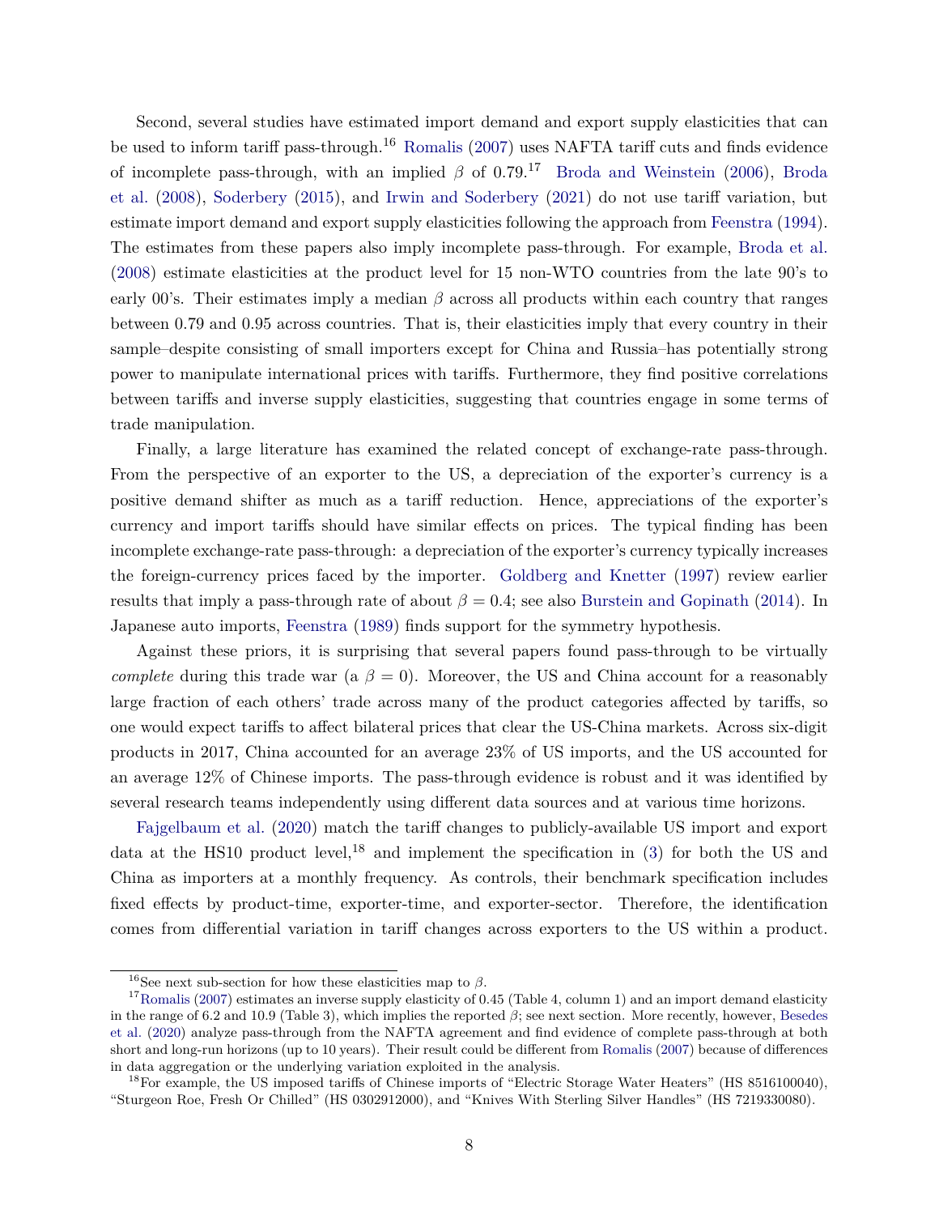Second, several studies have estimated import demand and export supply elasticities that can be used to inform tariff pass-through.[16] Romalis (2007) uses NAFTA tariff cuts and finds evidence of incomplete pass-through, with an implied $\beta$ of 0.79.[17] Broda and Weinstein (2006), Broda et al. (2008), Soderbery (2015), and Irwin and Soderbery (2021) do not use tariff variation, but estimate import demand and export supply elasticities following the approach from Feenstra (1994). The estimates from these papers also imply incomplete pass-through. For example, Broda et al. (2008) estimate elasticities at the product level for 15 non-WTO countries from the late 90's to early 00's. Their estimates imply a median $\beta$ across all products within each country that ranges between 0.79 and 0.95 across countries. That is, their elasticities imply that every country in their sample–despite consisting of small importers except for China and Russia–has potentially strong power to manipulate international prices with tariffs. Furthermore, they find positive correlations between tariffs and inverse supply elasticities, suggesting that countries engage in some terms of trade manipulation.

Finally, a large literature has examined the related concept of exchange-rate pass-through. From the perspective of an exporter to the US, a depreciation of the exporter's currency is a positive demand shifter as much as a tariff reduction. Hence, appreciations of the exporter's currency and import tariffs should have similar effects on prices. The typical finding has been incomplete exchange-rate pass-through: a depreciation of the exporter's currency typically increases the foreign-currency prices faced by the importer. Goldberg and Knetter (1997) review earlier results that imply a pass-through rate of about $\beta = 0.4$; see also Burstein and Gopinath (2014). In Japanese auto imports, Feenstra (1989) finds support for the symmetry hypothesis.

Against these priors, it is surprising that several papers found pass-through to be virtually *complete* during this trade war (a $\beta = 0$). Moreover, the US and China account for a reasonably large fraction of each others' trade across many of the product categories affected by tariffs, so one would expect tariffs to affect bilateral prices that clear the US-China markets. Across six-digit products in 2017, China accounted for an average 23% of US imports, and the US accounted for an average 12% of Chinese imports. The pass-through evidence is robust and it was identified by several research teams independently using different data sources and at various time horizons.

Fajgelbaum et al. (2020) match the tariff changes to publicly-available US import and export data at the HS10 product level,[18] and implement the specification in (3) for both the US and China as importers at a monthly frequency. As controls, their benchmark specification includes fixed effects by product-time, exporter-time, and exporter-sector. Therefore, the identification comes from differential variation in tariff changes across exporters to the US within a product.

[16] See next sub-section for how these elasticities map to $\beta$.

[17] Romalis (2007) estimates an inverse supply elasticity of 0.45 (Table 4, column 1) and an import demand elasticity in the range of 6.2 and 10.9 (Table 3), which implies the reported $\beta$; see next section. More recently, however, Besedes et al. (2020) analyze pass-through from the NAFTA agreement and find evidence of complete pass-through at both short and long-run horizons (up to 10 years). Their result could be different from Romalis (2007) because of differences in data aggregation or the underlying variation exploited in the analysis.

[18] For example, the US imposed tariffs of Chinese imports of "Electric Storage Water Heaters" (HS 8516100040), "Sturgeon Roe, Fresh Or Chilled" (HS 0302912000), and "Knives With Sterling Silver Handles" (HS 7219330080).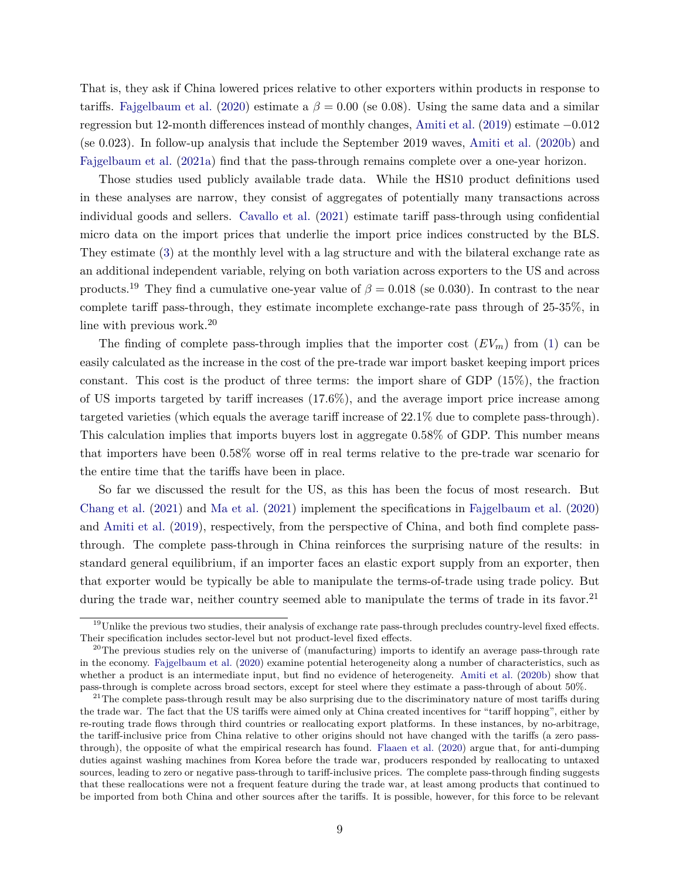That is, they ask if China lowered prices relative to other exporters within products in response to tariffs. Fajgelbaum et al. (2020) estimate a $\beta = 0.00$ (se 0.08). Using the same data and a similar regression but 12-month differences instead of monthly changes, Amiti et al. (2019) estimate $-0.012$ (se 0.023). In follow-up analysis that include the September 2019 waves, Amiti et al. (2020b) and Fajgelbaum et al. (2021a) find that the pass-through remains complete over a one-year horizon.

Those studies used publicly available trade data. While the HS10 product definitions used in these analyses are narrow, they consist of aggregates of potentially many transactions across individual goods and sellers. Cavallo et al. (2021) estimate tariff pass-through using confidential micro data on the import prices that underlie the import price indices constructed by the BLS. They estimate (3) at the monthly level with a lag structure and with the bilateral exchange rate as an additional independent variable, relying on both variation across exporters to the US and across products.[19] They find a cumulative one-year value of $\beta = 0.018$ (se 0.030). In contrast to the near complete tariff pass-through, they estimate incomplete exchange-rate pass through of 25-35%, in line with previous work.[20]

The finding of complete pass-through implies that the importer cost ($EV_m$) from (1) can be easily calculated as the increase in the cost of the pre-trade war import basket keeping import prices constant. This cost is the product of three terms: the import share of GDP (15%), the fraction of US imports targeted by tariff increases (17.6%), and the average import price increase among targeted varieties (which equals the average tariff increase of 22.1% due to complete pass-through). This calculation implies that imports buyers lost in aggregate 0.58% of GDP. This number means that importers have been 0.58% worse off in real terms relative to the pre-trade war scenario for the entire time that the tariffs have been in place.

So far we discussed the result for the US, as this has been the focus of most research. But Chang et al. (2021) and Ma et al. (2021) implement the specifications in Fajgelbaum et al. (2020) and Amiti et al. (2019), respectively, from the perspective of China, and both find complete pass-through. The complete pass-through in China reinforces the surprising nature of the results: in standard general equilibrium, if an importer faces an elastic export supply from an exporter, then that exporter would be typically be able to manipulate the terms-of-trade using trade policy. But during the trade war, neither country seemed able to manipulate the terms of trade in its favor.[21]

[19] Unlike the previous two studies, their analysis of exchange rate pass-through precludes country-level fixed effects. Their specification includes sector-level but not product-level fixed effects.

[20] The previous studies rely on the universe of (manufacturing) imports to identify an average pass-through rate in the economy. Fajgelbaum et al. (2020) examine potential heterogeneity along a number of characteristics, such as whether a product is an intermediate input, but find no evidence of heterogeneity. Amiti et al. (2020b) show that pass-through is complete across broad sectors, except for steel where they estimate a pass-through of about 50%.

[21] The complete pass-through result may be also surprising due to the discriminatory nature of most tariffs during the trade war. The fact that the US tariffs were aimed only at China created incentives for "tariff hopping", either by re-routing trade flows through third countries or reallocating export platforms. In these instances, by no-arbitrage, the tariff-inclusive price from China relative to other origins should not have changed with the tariffs (a zero pass-through), the opposite of what the empirical research has found. Flaaen et al. (2020) argue that, for anti-dumping duties against washing machines from Korea before the trade war, producers responded by reallocating to untaxed sources, leading to zero or negative pass-through to tariff-inclusive prices. The complete pass-through finding suggests that these reallocations were not a frequent feature during the trade war, at least among products that continued to be imported from both China and other sources after the tariffs. It is possible, however, for this force to be relevant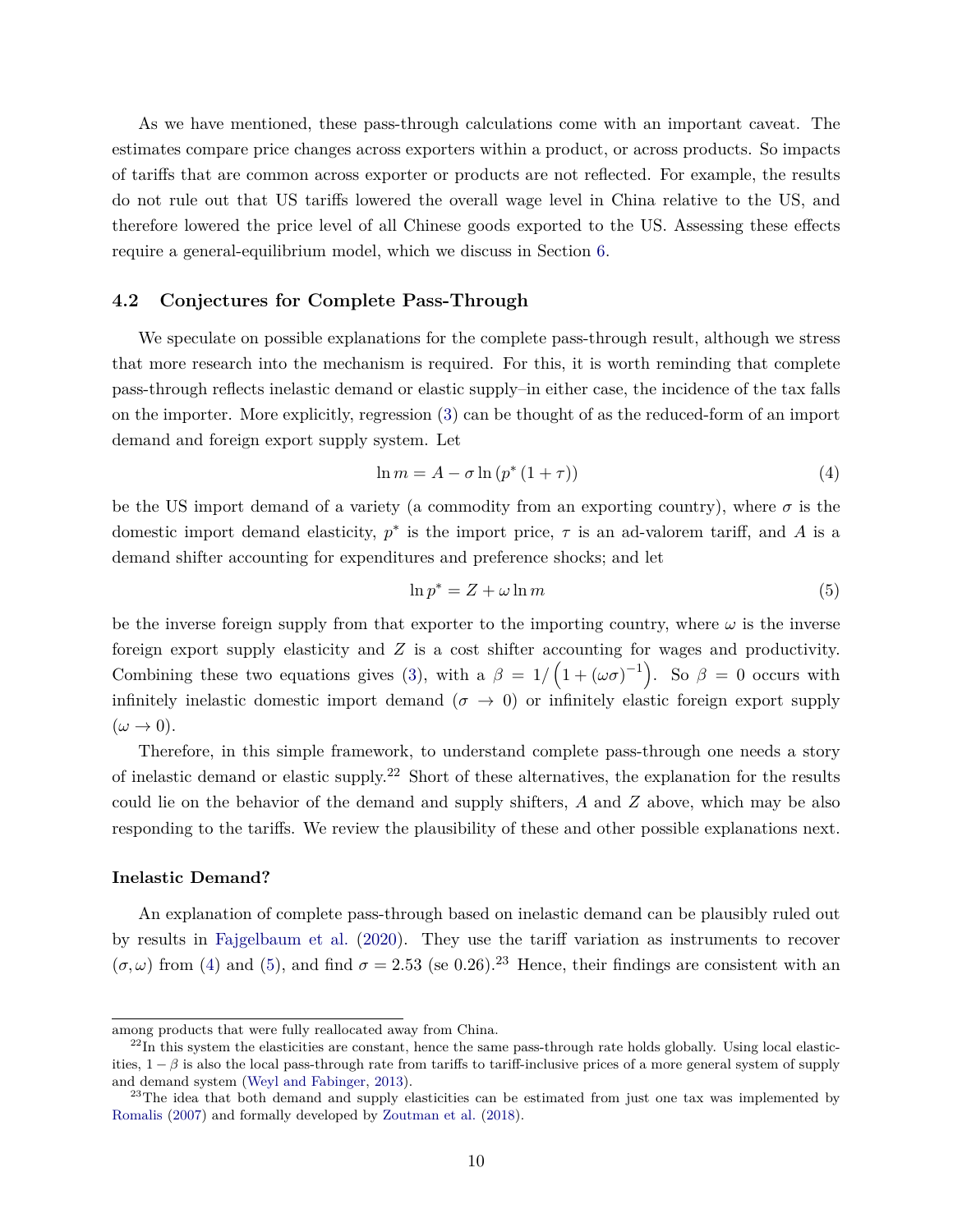As we have mentioned, these pass-through calculations come with an important caveat. The estimates compare price changes across exporters within a product, or across products. So impacts of tariffs that are common across exporter or products are not reflected. For example, the results do not rule out that US tariffs lowered the overall wage level in China relative to the US, and therefore lowered the price level of all Chinese goods exported to the US. Assessing these effects require a general-equilibrium model, which we discuss in Section 6.

### 4.2 Conjectures for Complete Pass-Through

We speculate on possible explanations for the complete pass-through result, although we stress that more research into the mechanism is required. For this, it is worth reminding that complete pass-through reflects inelastic demand or elastic supply–in either case, the incidence of the tax falls on the importer. More explicitly, regression (3) can be thought of as the reduced-form of an import demand and foreign export supply system. Let

$$\ln m = A - \sigma \ln \left(p^* \left(1 + \tau\right)\right) \tag{4}$$

be the US import demand of a variety (a commodity from an exporting country), where $\sigma$ is the domestic import demand elasticity, $p^*$ is the import price, $\tau$ is an ad-valorem tariff, and $A$ is a demand shifter accounting for expenditures and preference shocks; and let

$$\ln p^* = Z + \omega \ln m \tag{5}$$

be the inverse foreign supply from that exporter to the importing country, where $\omega$ is the inverse foreign export supply elasticity and $Z$ is a cost shifter accounting for wages and productivity. Combining these two equations gives (3), with a $\beta = 1/\left(1 + (\omega\sigma)^{-1}\right)$. So $\beta = 0$ occurs with infinitely inelastic domestic import demand ($\sigma \to 0$) or infinitely elastic foreign export supply ($\omega \to 0$).

Therefore, in this simple framework, to understand complete pass-through one needs a story of inelastic demand or elastic supply.[22] Short of these alternatives, the explanation for the results could lie on the behavior of the demand and supply shifters, $A$ and $Z$ above, which may be also responding to the tariffs. We review the plausibility of these and other possible explanations next.

**Inelastic Demand?**

An explanation of complete pass-through based on inelastic demand can be plausibly ruled out by results in Fajgelbaum et al. (2020). They use the tariff variation as instruments to recover $(\sigma, \omega)$ from (4) and (5), and find $\sigma = 2.53$ (se 0.26).[23] Hence, their findings are consistent with an

---

among products that were fully reallocated away from China.

[22] In this system the elasticities are constant, hence the same pass-through rate holds globally. Using local elasticities, $1 - \beta$ is also the local pass-through rate from tariffs to tariff-inclusive prices of a more general system of supply and demand system (Weyl and Fabinger, 2013).

[23] The idea that both demand and supply elasticities can be estimated from just one tax was implemented by Romalis (2007) and formally developed by Zoutman et al. (2018).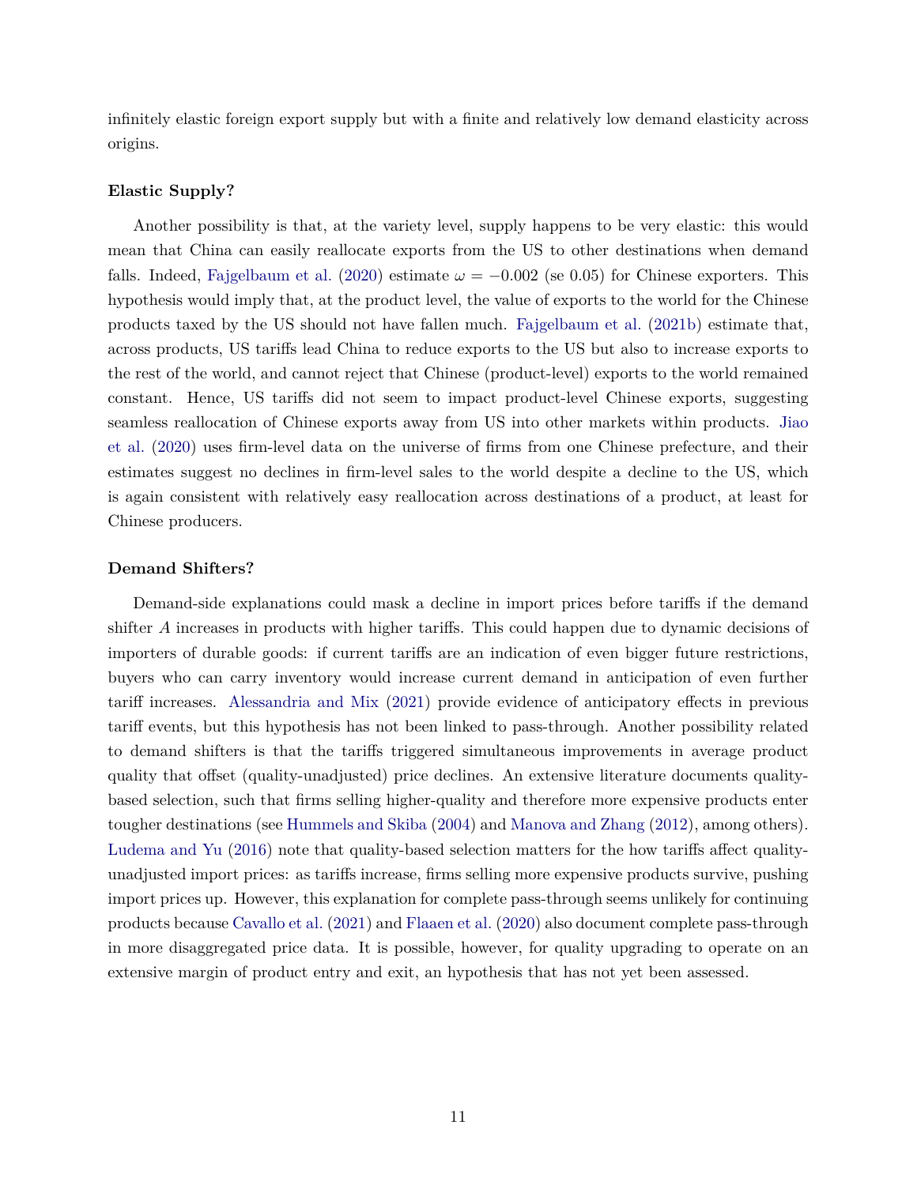infinitely elastic foreign export supply but with a finite and relatively low demand elasticity across origins.

**Elastic Supply?**

Another possibility is that, at the variety level, supply happens to be very elastic: this would mean that China can easily reallocate exports from the US to other destinations when demand falls. Indeed, Fajgelbaum et al. (2020) estimate $\omega = -0.002$ (se 0.05) for Chinese exporters. This hypothesis would imply that, at the product level, the value of exports to the world for the Chinese products taxed by the US should not have fallen much. Fajgelbaum et al. (2021b) estimate that, across products, US tariffs lead China to reduce exports to the US but also to increase exports to the rest of the world, and cannot reject that Chinese (product-level) exports to the world remained constant. Hence, US tariffs did not seem to impact product-level Chinese exports, suggesting seamless reallocation of Chinese exports away from US into other markets within products. Jiao et al. (2020) uses firm-level data on the universe of firms from one Chinese prefecture, and their estimates suggest no declines in firm-level sales to the world despite a decline to the US, which is again consistent with relatively easy reallocation across destinations of a product, at least for Chinese producers.

**Demand Shifters?**

Demand-side explanations could mask a decline in import prices before tariffs if the demand shifter $A$ increases in products with higher tariffs. This could happen due to dynamic decisions of importers of durable goods: if current tariffs are an indication of even bigger future restrictions, buyers who can carry inventory would increase current demand in anticipation of even further tariff increases. Alessandria and Mix (2021) provide evidence of anticipatory effects in previous tariff events, but this hypothesis has not been linked to pass-through. Another possibility related to demand shifters is that the tariffs triggered simultaneous improvements in average product quality that offset (quality-unadjusted) price declines. An extensive literature documents quality-based selection, such that firms selling higher-quality and therefore more expensive products enter tougher destinations (see Hummels and Skiba (2004) and Manova and Zhang (2012), among others). Ludema and Yu (2016) note that quality-based selection matters for the how tariffs affect quality-unadjusted import prices: as tariffs increase, firms selling more expensive products survive, pushing import prices up. However, this explanation for complete pass-through seems unlikely for continuing products because Cavallo et al. (2021) and Flaaen et al. (2020) also document complete pass-through in more disaggregated price data. It is possible, however, for quality upgrading to operate on an extensive margin of product entry and exit, an hypothesis that has not yet been assessed.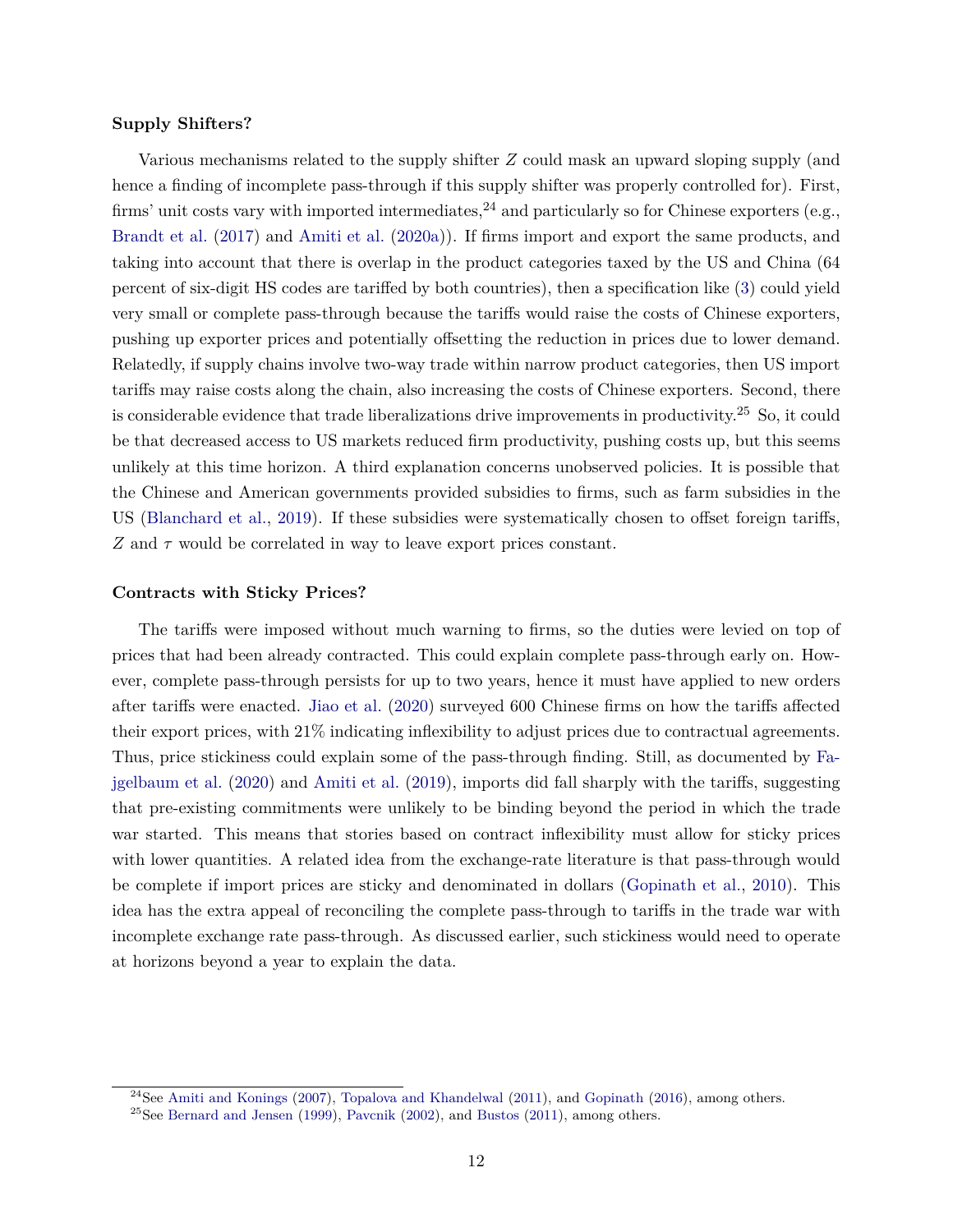**Supply Shifters?**

Various mechanisms related to the supply shifter $Z$ could mask an upward sloping supply (and hence a finding of incomplete pass-through if this supply shifter was properly controlled for). First, firms' unit costs vary with imported intermediates,[24] and particularly so for Chinese exporters (e.g., Brandt et al. (2017) and Amiti et al. (2020a)). If firms import and export the same products, and taking into account that there is overlap in the product categories taxed by the US and China (64 percent of six-digit HS codes are tariffed by both countries), then a specification like (3) could yield very small or complete pass-through because the tariffs would raise the costs of Chinese exporters, pushing up exporter prices and potentially offsetting the reduction in prices due to lower demand. Relatedly, if supply chains involve two-way trade within narrow product categories, then US import tariffs may raise costs along the chain, also increasing the costs of Chinese exporters. Second, there is considerable evidence that trade liberalizations drive improvements in productivity.[25] So, it could be that decreased access to US markets reduced firm productivity, pushing costs up, but this seems unlikely at this time horizon. A third explanation concerns unobserved policies. It is possible that the Chinese and American governments provided subsidies to firms, such as farm subsidies in the US (Blanchard et al., 2019). If these subsidies were systematically chosen to offset foreign tariffs, $Z$ and $\tau$ would be correlated in way to leave export prices constant.

**Contracts with Sticky Prices?**

The tariffs were imposed without much warning to firms, so the duties were levied on top of prices that had been already contracted. This could explain complete pass-through early on. However, complete pass-through persists for up to two years, hence it must have applied to new orders after tariffs were enacted. Jiao et al. (2020) surveyed 600 Chinese firms on how the tariffs affected their export prices, with 21% indicating inflexibility to adjust prices due to contractual agreements. Thus, price stickiness could explain some of the pass-through finding. Still, as documented by Fajgelbaum et al. (2020) and Amiti et al. (2019), imports did fall sharply with the tariffs, suggesting that pre-existing commitments were unlikely to be binding beyond the period in which the trade war started. This means that stories based on contract inflexibility must allow for sticky prices with lower quantities. A related idea from the exchange-rate literature is that pass-through would be complete if import prices are sticky and denominated in dollars (Gopinath et al., 2010). This idea has the extra appeal of reconciling the complete pass-through to tariffs in the trade war with incomplete exchange rate pass-through. As discussed earlier, such stickiness would need to operate at horizons beyond a year to explain the data.

---

[24] See Amiti and Konings (2007), Topalova and Khandelwal (2011), and Gopinath (2016), among others.

[25] See Bernard and Jensen (1999), Pavcnik (2002), and Bustos (2011), among others.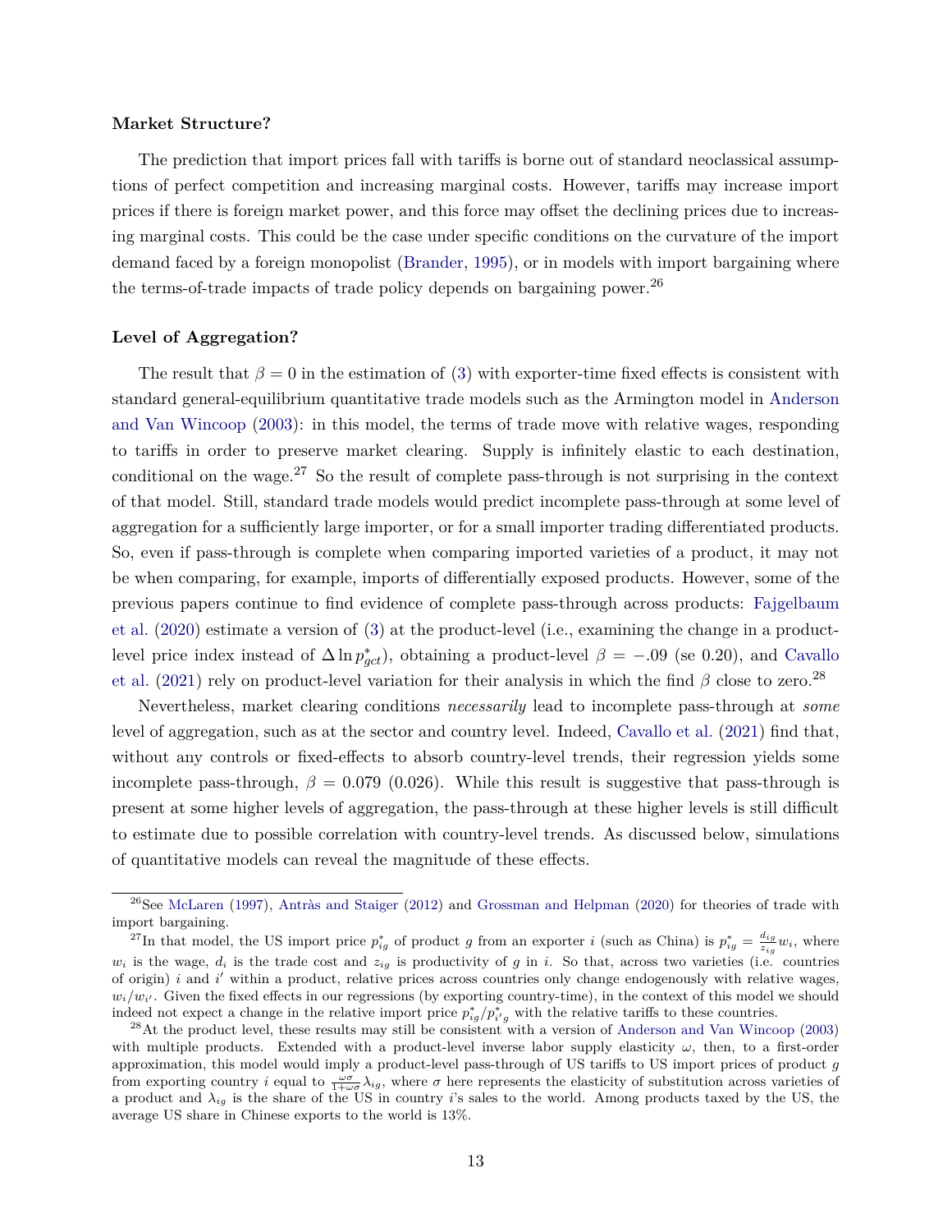**Market Structure?**

The prediction that import prices fall with tariffs is borne out of standard neoclassical assumptions of perfect competition and increasing marginal costs. However, tariffs may increase import prices if there is foreign market power, and this force may offset the declining prices due to increasing marginal costs. This could be the case under specific conditions on the curvature of the import demand faced by a foreign monopolist (Brander, 1995), or in models with import bargaining where the terms-of-trade impacts of trade policy depends on bargaining power.[26]

**Level of Aggregation?**

The result that $\beta = 0$ in the estimation of (3) with exporter-time fixed effects is consistent with standard general-equilibrium quantitative trade models such as the Armington model in Anderson and Van Wincoop (2003): in this model, the terms of trade move with relative wages, responding to tariffs in order to preserve market clearing. Supply is infinitely elastic to each destination, conditional on the wage.[27] So the result of complete pass-through is not surprising in the context of that model. Still, standard trade models would predict incomplete pass-through at some level of aggregation for a sufficiently large importer, or for a small importer trading differentiated products. So, even if pass-through is complete when comparing imported varieties of a product, it may not be when comparing, for example, imports of differentially exposed products. However, some of the previous papers continue to find evidence of complete pass-through across products: Fajgelbaum et al. (2020) estimate a version of (3) at the product-level (i.e., examining the change in a product-level price index instead of $\Delta \ln p^*_{gct}$), obtaining a product-level $\beta = -.09$ (se 0.20), and Cavallo et al. (2021) rely on product-level variation for their analysis in which the find $\beta$ close to zero.[28]

Nevertheless, market clearing conditions *necessarily* lead to incomplete pass-through at *some* level of aggregation, such as at the sector and country level. Indeed, Cavallo et al. (2021) find that, without any controls or fixed-effects to absorb country-level trends, their regression yields some incomplete pass-through, $\beta = 0.079$ (0.026). While this result is suggestive that pass-through is present at some higher levels of aggregation, the pass-through at these higher levels is still difficult to estimate due to possible correlation with country-level trends. As discussed below, simulations of quantitative models can reveal the magnitude of these effects.

[26] See McLaren (1997), Antràs and Staiger (2012) and Grossman and Helpman (2020) for theories of trade with import bargaining.

[27] In that model, the US import price $p^*_{ig}$ of product $g$ from an exporter $i$ (such as China) is $p^*_{ig} = \frac{d_{ig}}{z_{ig}} w_i$, where $w_i$ is the wage, $d_i$ is the trade cost and $z_{ig}$ is productivity of $g$ in $i$. So that, across two varieties (i.e. countries of origin) $i$ and $i'$ within a product, relative prices across countries only change endogenously with relative wages, $w_i/w_{i'}$. Given the fixed effects in our regressions (by exporting country-time), in the context of this model we should indeed not expect a change in the relative import price $p^*_{ig}/p^*_{i'g}$ with the relative tariffs to these countries.

[28] At the product level, these results may still be consistent with a version of Anderson and Van Wincoop (2003) with multiple products. Extended with a product-level inverse labor supply elasticity $\omega$, then, to a first-order approximation, this model would imply a product-level pass-through of US tariffs to US import prices of product $g$ from exporting country $i$ equal to $\frac{\omega\sigma}{1+\omega\sigma}\lambda_{ig}$, where $\sigma$ here represents the elasticity of substitution across varieties of a product and $\lambda_{ig}$ is the share of the US in country $i$'s sales to the world. Among products taxed by the US, the average US share in Chinese exports to the world is 13%.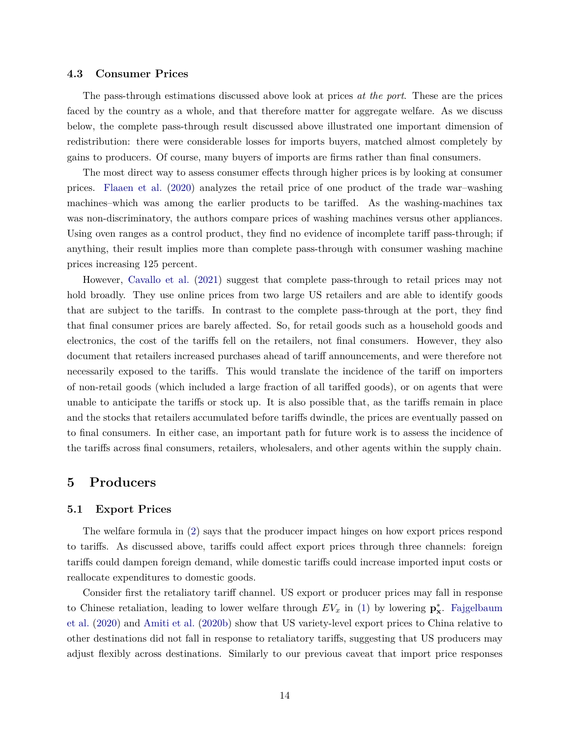### 4.3 Consumer Prices

The pass-through estimations discussed above look at prices *at the port*. These are the prices faced by the country as a whole, and that therefore matter for aggregate welfare. As we discuss below, the complete pass-through result discussed above illustrated one important dimension of redistribution: there were considerable losses for imports buyers, matched almost completely by gains to producers. Of course, many buyers of imports are firms rather than final consumers.

The most direct way to assess consumer effects through higher prices is by looking at consumer prices. Flaaen et al. (2020) analyzes the retail price of one product of the trade war–washing machines–which was among the earlier products to be tariffed. As the washing-machines tax was non-discriminatory, the authors compare prices of washing machines versus other appliances. Using oven ranges as a control product, they find no evidence of incomplete tariff pass-through; if anything, their result implies more than complete pass-through with consumer washing machine prices increasing 125 percent.

However, Cavallo et al. (2021) suggest that complete pass-through to retail prices may not hold broadly. They use online prices from two large US retailers and are able to identify goods that are subject to the tariffs. In contrast to the complete pass-through at the port, they find that final consumer prices are barely affected. So, for retail goods such as a household goods and electronics, the cost of the tariffs fell on the retailers, not final consumers. However, they also document that retailers increased purchases ahead of tariff announcements, and were therefore not necessarily exposed to the tariffs. This would translate the incidence of the tariff on importers of non-retail goods (which included a large fraction of all tariffed goods), or on agents that were unable to anticipate the tariffs or stock up. It is also possible that, as the tariffs remain in place and the stocks that retailers accumulated before tariffs dwindle, the prices are eventually passed on to final consumers. In either case, an important path for future work is to assess the incidence of the tariffs across final consumers, retailers, wholesalers, and other agents within the supply chain.

## 5 Producers

### 5.1 Export Prices

The welfare formula in (2) says that the producer impact hinges on how export prices respond to tariffs. As discussed above, tariffs could affect export prices through three channels: foreign tariffs could dampen foreign demand, while domestic tariffs could increase imported input costs or reallocate expenditures to domestic goods.

Consider first the retaliatory tariff channel. US export or producer prices may fall in response to Chinese retaliation, leading to lower welfare through $EV_x$ in (1) by lowering $\mathbf{p}_\mathbf{x}^*$. Fajgelbaum et al. (2020) and Amiti et al. (2020b) show that US variety-level export prices to China relative to other destinations did not fall in response to retaliatory tariffs, suggesting that US producers may adjust flexibly across destinations. Similarly to our previous caveat that import price responses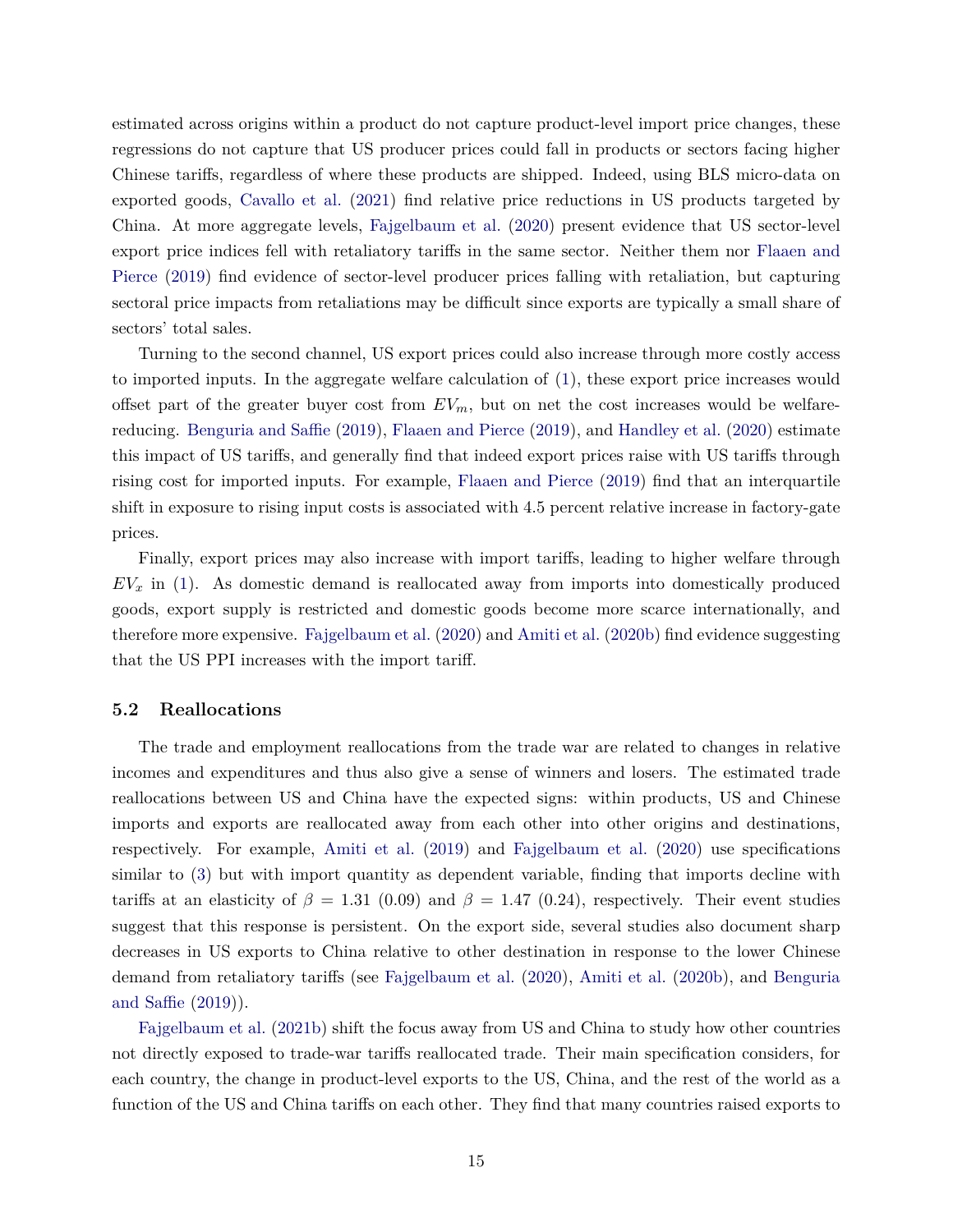estimated across origins within a product do not capture product-level import price changes, these regressions do not capture that US producer prices could fall in products or sectors facing higher Chinese tariffs, regardless of where these products are shipped. Indeed, using BLS micro-data on exported goods, Cavallo et al. (2021) find relative price reductions in US products targeted by China. At more aggregate levels, Fajgelbaum et al. (2020) present evidence that US sector-level export price indices fell with retaliatory tariffs in the same sector. Neither them nor Flaaen and Pierce (2019) find evidence of sector-level producer prices falling with retaliation, but capturing sectoral price impacts from retaliations may be difficult since exports are typically a small share of sectors' total sales.

Turning to the second channel, US export prices could also increase through more costly access to imported inputs. In the aggregate welfare calculation of (1), these export price increases would offset part of the greater buyer cost from $EV_m$, but on net the cost increases would be welfare-reducing. Benguria and Saffie (2019), Flaaen and Pierce (2019), and Handley et al. (2020) estimate this impact of US tariffs, and generally find that indeed export prices raise with US tariffs through rising cost for imported inputs. For example, Flaaen and Pierce (2019) find that an interquartile shift in exposure to rising input costs is associated with 4.5 percent relative increase in factory-gate prices.

Finally, export prices may also increase with import tariffs, leading to higher welfare through $EV_x$ in (1). As domestic demand is reallocated away from imports into domestically produced goods, export supply is restricted and domestic goods become more scarce internationally, and therefore more expensive. Fajgelbaum et al. (2020) and Amiti et al. (2020b) find evidence suggesting that the US PPI increases with the import tariff.

### 5.2 Reallocations

The trade and employment reallocations from the trade war are related to changes in relative incomes and expenditures and thus also give a sense of winners and losers. The estimated trade reallocations between US and China have the expected signs: within products, US and Chinese imports and exports are reallocated away from each other into other origins and destinations, respectively. For example, Amiti et al. (2019) and Fajgelbaum et al. (2020) use specifications similar to (3) but with import quantity as dependent variable, finding that imports decline with tariffs at an elasticity of $\beta = 1.31$ (0.09) and $\beta = 1.47$ (0.24), respectively. Their event studies suggest that this response is persistent. On the export side, several studies also document sharp decreases in US exports to China relative to other destination in response to the lower Chinese demand from retaliatory tariffs (see Fajgelbaum et al. (2020), Amiti et al. (2020b), and Benguria and Saffie (2019)).

Fajgelbaum et al. (2021b) shift the focus away from US and China to study how other countries not directly exposed to trade-war tariffs reallocated trade. Their main specification considers, for each country, the change in product-level exports to the US, China, and the rest of the world as a function of the US and China tariffs on each other. They find that many countries raised exports to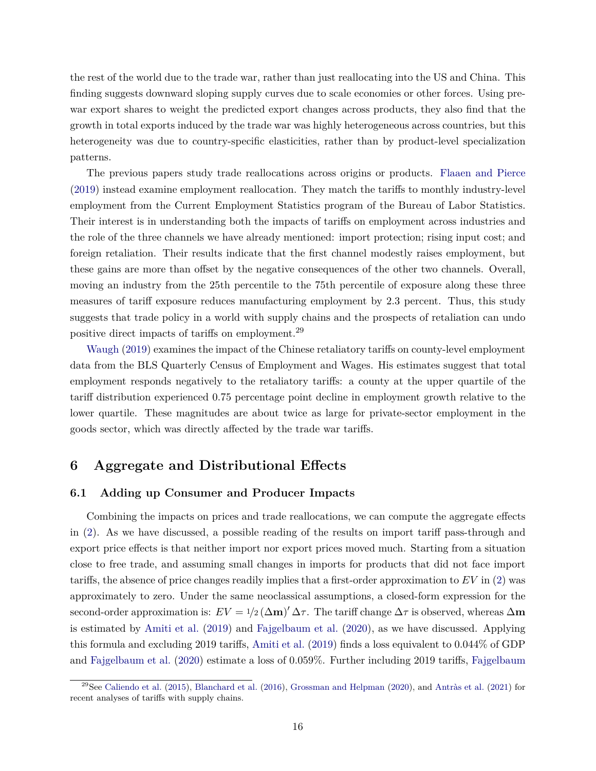the rest of the world due to the trade war, rather than just reallocating into the US and China. This finding suggests downward sloping supply curves due to scale economies or other forces. Using pre-war export shares to weight the predicted export changes across products, they also find that the growth in total exports induced by the trade war was highly heterogeneous across countries, but this heterogeneity was due to country-specific elasticities, rather than by product-level specialization patterns.

The previous papers study trade reallocations across origins or products. Flaaen and Pierce (2019) instead examine employment reallocation. They match the tariffs to monthly industry-level employment from the Current Employment Statistics program of the Bureau of Labor Statistics. Their interest is in understanding both the impacts of tariffs on employment across industries and the role of the three channels we have already mentioned: import protection; rising input cost; and foreign retaliation. Their results indicate that the first channel modestly raises employment, but these gains are more than offset by the negative consequences of the other two channels. Overall, moving an industry from the 25th percentile to the 75th percentile of exposure along these three measures of tariff exposure reduces manufacturing employment by 2.3 percent. Thus, this study suggests that trade policy in a world with supply chains and the prospects of retaliation can undo positive direct impacts of tariffs on employment.[29]

Waugh (2019) examines the impact of the Chinese retaliatory tariffs on county-level employment data from the BLS Quarterly Census of Employment and Wages. His estimates suggest that total employment responds negatively to the retaliatory tariffs: a county at the upper quartile of the tariff distribution experienced 0.75 percentage point decline in employment growth relative to the lower quartile. These magnitudes are about twice as large for private-sector employment in the goods sector, which was directly affected by the trade war tariffs.

# 6 Aggregate and Distributional Effects

## 6.1 Adding up Consumer and Producer Impacts

Combining the impacts on prices and trade reallocations, we can compute the aggregate effects in (2). As we have discussed, a possible reading of the results on import tariff pass-through and export price effects is that neither import nor export prices moved much. Starting from a situation close to free trade, and assuming small changes in imports for products that did not face import tariffs, the absence of price changes readily implies that a first-order approximation to $EV$ in (2) was approximately to zero. Under the same neoclassical assumptions, a closed-form expression for the second-order approximation is: $EV = {}^{1}\!/_{2}\,(\Delta\mathbf{m})'\,\Delta\tau$. The tariff change $\Delta\tau$ is observed, whereas $\Delta\mathbf{m}$ is estimated by Amiti et al. (2019) and Fajgelbaum et al. (2020), as we have discussed. Applying this formula and excluding 2019 tariffs, Amiti et al. (2019) finds a loss equivalent to 0.044% of GDP and Fajgelbaum et al. (2020) estimate a loss of 0.059%. Further including 2019 tariffs, Fajgelbaum

[29] See Caliendo et al. (2015), Blanchard et al. (2016), Grossman and Helpman (2020), and Antràs et al. (2021) for recent analyses of tariffs with supply chains.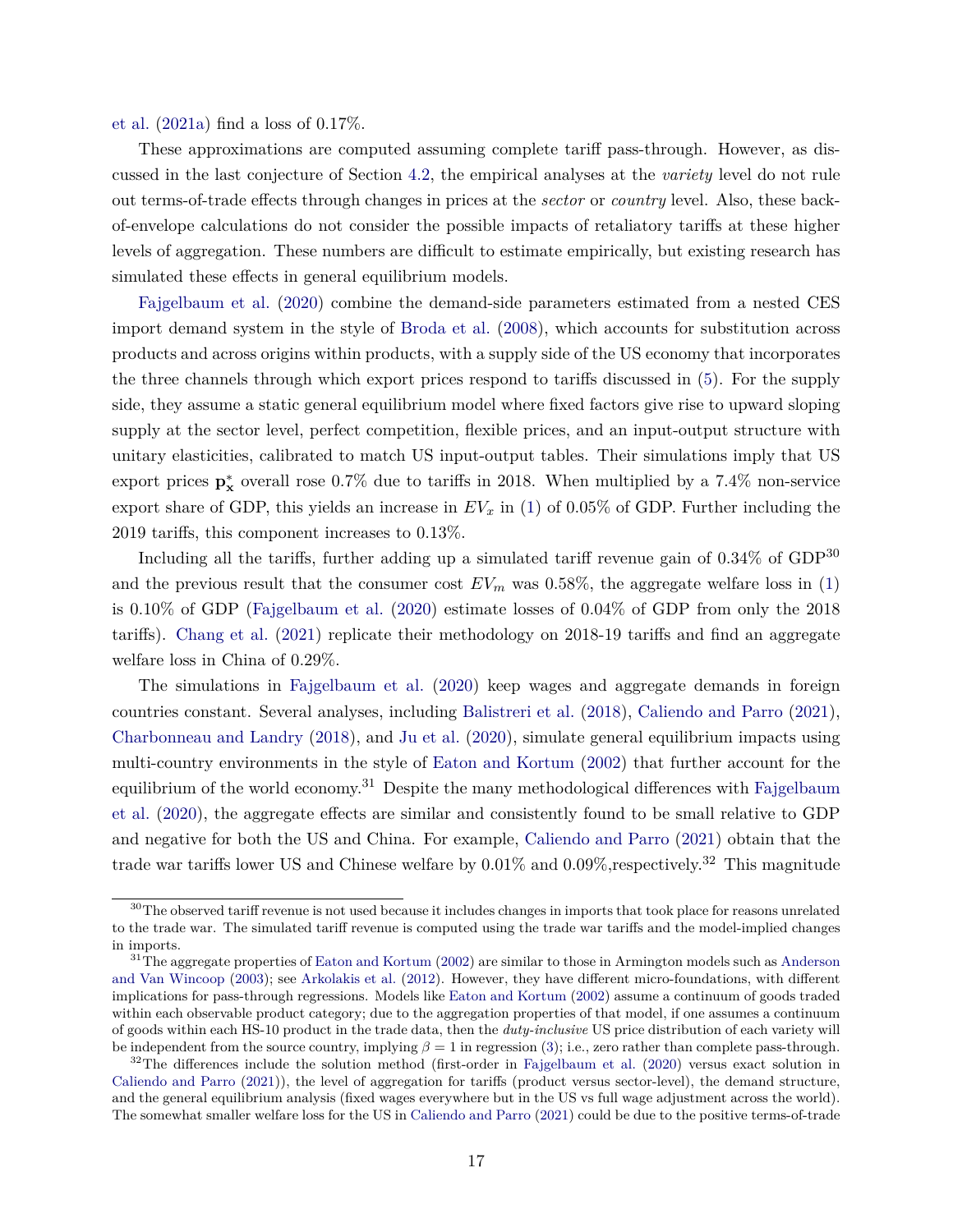et al. (2021a) find a loss of 0.17%.

These approximations are computed assuming complete tariff pass-through. However, as discussed in the last conjecture of Section 4.2, the empirical analyses at the *variety* level do not rule out terms-of-trade effects through changes in prices at the *sector* or *country* level. Also, these back-of-envelope calculations do not consider the possible impacts of retaliatory tariffs at these higher levels of aggregation. These numbers are difficult to estimate empirically, but existing research has simulated these effects in general equilibrium models.

Fajgelbaum et al. (2020) combine the demand-side parameters estimated from a nested CES import demand system in the style of Broda et al. (2008), which accounts for substitution across products and across origins within products, with a supply side of the US economy that incorporates the three channels through which export prices respond to tariffs discussed in (5). For the supply side, they assume a static general equilibrium model where fixed factors give rise to upward sloping supply at the sector level, perfect competition, flexible prices, and an input-output structure with unitary elasticities, calibrated to match US input-output tables. Their simulations imply that US export prices $\mathbf{p}_{\mathbf{x}}^{*}$ overall rose 0.7% due to tariffs in 2018. When multiplied by a 7.4% non-service export share of GDP, this yields an increase in $EV_x$ in (1) of 0.05% of GDP. Further including the 2019 tariffs, this component increases to 0.13%.

Including all the tariffs, further adding up a simulated tariff revenue gain of 0.34% of GDP[30] and the previous result that the consumer cost $EV_m$ was 0.58%, the aggregate welfare loss in (1) is 0.10% of GDP (Fajgelbaum et al. (2020) estimate losses of 0.04% of GDP from only the 2018 tariffs). Chang et al. (2021) replicate their methodology on 2018-19 tariffs and find an aggregate welfare loss in China of 0.29%.

The simulations in Fajgelbaum et al. (2020) keep wages and aggregate demands in foreign countries constant. Several analyses, including Balistreri et al. (2018), Caliendo and Parro (2021), Charbonneau and Landry (2018), and Ju et al. (2020), simulate general equilibrium impacts using multi-country environments in the style of Eaton and Kortum (2002) that further account for the equilibrium of the world economy.[31] Despite the many methodological differences with Fajgelbaum et al. (2020), the aggregate effects are similar and consistently found to be small relative to GDP and negative for both the US and China. For example, Caliendo and Parro (2021) obtain that the trade war tariffs lower US and Chinese welfare by 0.01% and 0.09%,respectively.[32] This magnitude

---

[30] The observed tariff revenue is not used because it includes changes in imports that took place for reasons unrelated to the trade war. The simulated tariff revenue is computed using the trade war tariffs and the model-implied changes in imports.

[31] The aggregate properties of Eaton and Kortum (2002) are similar to those in Armington models such as Anderson and Van Wincoop (2003); see Arkolakis et al. (2012). However, they have different micro-foundations, with different implications for pass-through regressions. Models like Eaton and Kortum (2002) assume a continuum of goods traded within each observable product category; due to the aggregation properties of that model, if one assumes a continuum of goods within each HS-10 product in the trade data, then the *duty-inclusive* US price distribution of each variety will be independent from the source country, implying $\beta = 1$ in regression (3); i.e., zero rather than complete pass-through.

[32] The differences include the solution method (first-order in Fajgelbaum et al. (2020) versus exact solution in Caliendo and Parro (2021)), the level of aggregation for tariffs (product versus sector-level), the demand structure, and the general equilibrium analysis (fixed wages everywhere but in the US vs full wage adjustment across the world). The somewhat smaller welfare loss for the US in Caliendo and Parro (2021) could be due to the positive terms-of-trade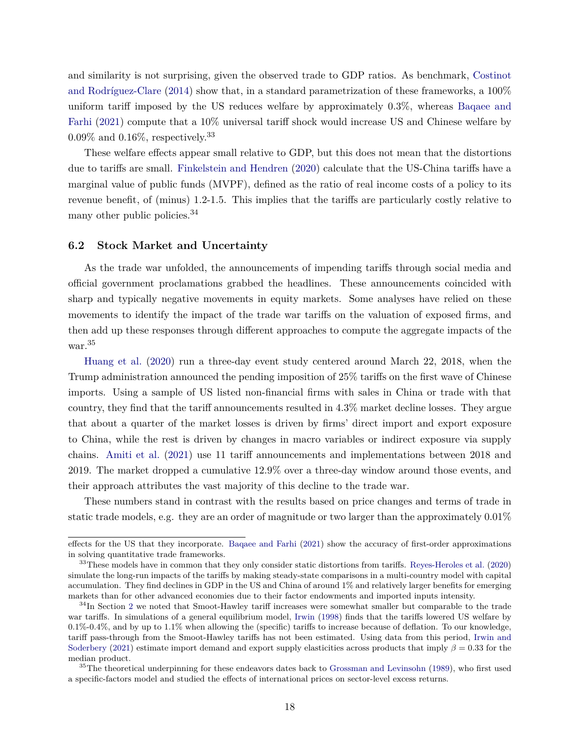and similarity is not surprising, given the observed trade to GDP ratios. As benchmark, Costinot and Rodríguez-Clare (2014) show that, in a standard parametrization of these frameworks, a 100% uniform tariff imposed by the US reduces welfare by approximately 0.3%, whereas Baqaee and Farhi (2021) compute that a 10% universal tariff shock would increase US and Chinese welfare by 0.09% and 0.16%, respectively.[33]

These welfare effects appear small relative to GDP, but this does not mean that the distortions due to tariffs are small. Finkelstein and Hendren (2020) calculate that the US-China tariffs have a marginal value of public funds (MVPF), defined as the ratio of real income costs of a policy to its revenue benefit, of (minus) 1.2-1.5. This implies that the tariffs are particularly costly relative to many other public policies.[34]

### 6.2 Stock Market and Uncertainty

As the trade war unfolded, the announcements of impending tariffs through social media and official government proclamations grabbed the headlines. These announcements coincided with sharp and typically negative movements in equity markets. Some analyses have relied on these movements to identify the impact of the trade war tariffs on the valuation of exposed firms, and then add up these responses through different approaches to compute the aggregate impacts of the war.[35]

Huang et al. (2020) run a three-day event study centered around March 22, 2018, when the Trump administration announced the pending imposition of 25% tariffs on the first wave of Chinese imports. Using a sample of US listed non-financial firms with sales in China or trade with that country, they find that the tariff announcements resulted in 4.3% market decline losses. They argue that about a quarter of the market losses is driven by firms' direct import and export exposure to China, while the rest is driven by changes in macro variables or indirect exposure via supply chains. Amiti et al. (2021) use 11 tariff announcements and implementations between 2018 and 2019. The market dropped a cumulative 12.9% over a three-day window around those events, and their approach attributes the vast majority of this decline to the trade war.

These numbers stand in contrast with the results based on price changes and terms of trade in static trade models, e.g. they are an order of magnitude or two larger than the approximately 0.01%

---

effects for the US that they incorporate. Baqaee and Farhi (2021) show the accuracy of first-order approximations in solving quantitative trade frameworks.

[33] These models have in common that they only consider static distortions from tariffs. Reyes-Heroles et al. (2020) simulate the long-run impacts of the tariffs by making steady-state comparisons in a multi-country model with capital accumulation. They find declines in GDP in the US and China of around 1% and relatively larger benefits for emerging markets than for other advanced economies due to their factor endowments and imported inputs intensity.

[34] In Section 2 we noted that Smoot-Hawley tariff increases were somewhat smaller but comparable to the trade war tariffs. In simulations of a general equilibrium model, Irwin (1998) finds that the tariffs lowered US welfare by 0.1%-0.4%, and by up to 1.1% when allowing the (specific) tariffs to increase because of deflation. To our knowledge, tariff pass-through from the Smoot-Hawley tariffs has not been estimated. Using data from this period, Irwin and Soderbery (2021) estimate import demand and export supply elasticities across products that imply $\beta = 0.33$ for the median product.

[35] The theoretical underpinning for these endeavors dates back to Grossman and Levinsohn (1989), who first used a specific-factors model and studied the effects of international prices on sector-level excess returns.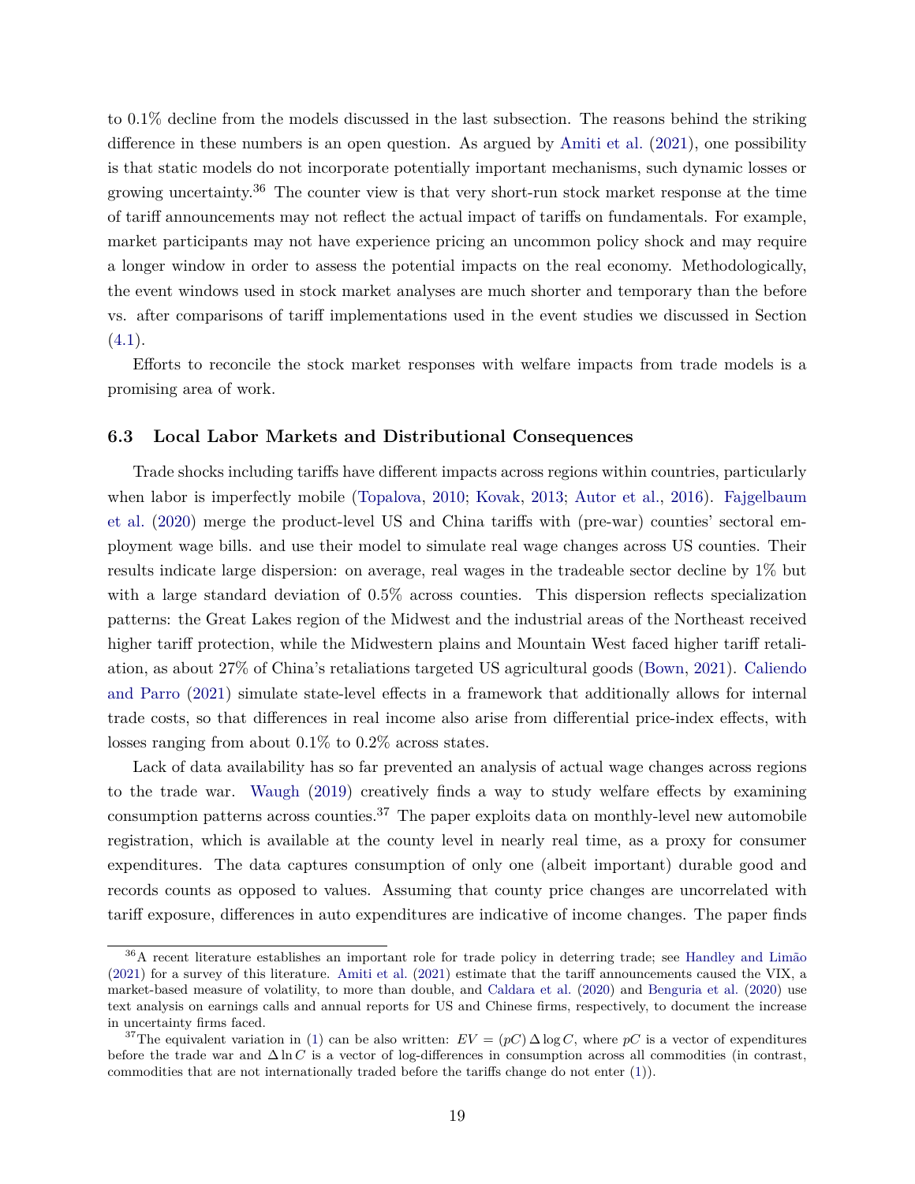to 0.1% decline from the models discussed in the last subsection. The reasons behind the striking difference in these numbers is an open question. As argued by Amiti et al. (2021), one possibility is that static models do not incorporate potentially important mechanisms, such dynamic losses or growing uncertainty.[36] The counter view is that very short-run stock market response at the time of tariff announcements may not reflect the actual impact of tariffs on fundamentals. For example, market participants may not have experience pricing an uncommon policy shock and may require a longer window in order to assess the potential impacts on the real economy. Methodologically, the event windows used in stock market analyses are much shorter and temporary than the before vs. after comparisons of tariff implementations used in the event studies we discussed in Section (4.1).

Efforts to reconcile the stock market responses with welfare impacts from trade models is a promising area of work.

### 6.3 Local Labor Markets and Distributional Consequences

Trade shocks including tariffs have different impacts across regions within countries, particularly when labor is imperfectly mobile (Topalova, 2010; Kovak, 2013; Autor et al., 2016). Fajgelbaum et al. (2020) merge the product-level US and China tariffs with (pre-war) counties' sectoral employment wage bills. and use their model to simulate real wage changes across US counties. Their results indicate large dispersion: on average, real wages in the tradeable sector decline by 1% but with a large standard deviation of 0.5% across counties. This dispersion reflects specialization patterns: the Great Lakes region of the Midwest and the industrial areas of the Northeast received higher tariff protection, while the Midwestern plains and Mountain West faced higher tariff retaliation, as about 27% of China's retaliations targeted US agricultural goods (Bown, 2021). Caliendo and Parro (2021) simulate state-level effects in a framework that additionally allows for internal trade costs, so that differences in real income also arise from differential price-index effects, with losses ranging from about 0.1% to 0.2% across states.

Lack of data availability has so far prevented an analysis of actual wage changes across regions to the trade war. Waugh (2019) creatively finds a way to study welfare effects by examining consumption patterns across counties.[37] The paper exploits data on monthly-level new automobile registration, which is available at the county level in nearly real time, as a proxy for consumer expenditures. The data captures consumption of only one (albeit important) durable good and records counts as opposed to values. Assuming that county price changes are uncorrelated with tariff exposure, differences in auto expenditures are indicative of income changes. The paper finds

---

[36] A recent literature establishes an important role for trade policy in deterring trade; see Handley and Limão (2021) for a survey of this literature. Amiti et al. (2021) estimate that the tariff announcements caused the VIX, a market-based measure of volatility, to more than double, and Caldara et al. (2020) and Benguria et al. (2020) use text analysis on earnings calls and annual reports for US and Chinese firms, respectively, to document the increase in uncertainty firms faced.

[37] The equivalent variation in (1) can be also written: $EV = (pC)\,\Delta \log C$, where $pC$ is a vector of expenditures before the trade war and $\Delta \ln C$ is a vector of log-differences in consumption across all commodities (in contrast, commodities that are not internationally traded before the tariffs change do not enter (1)).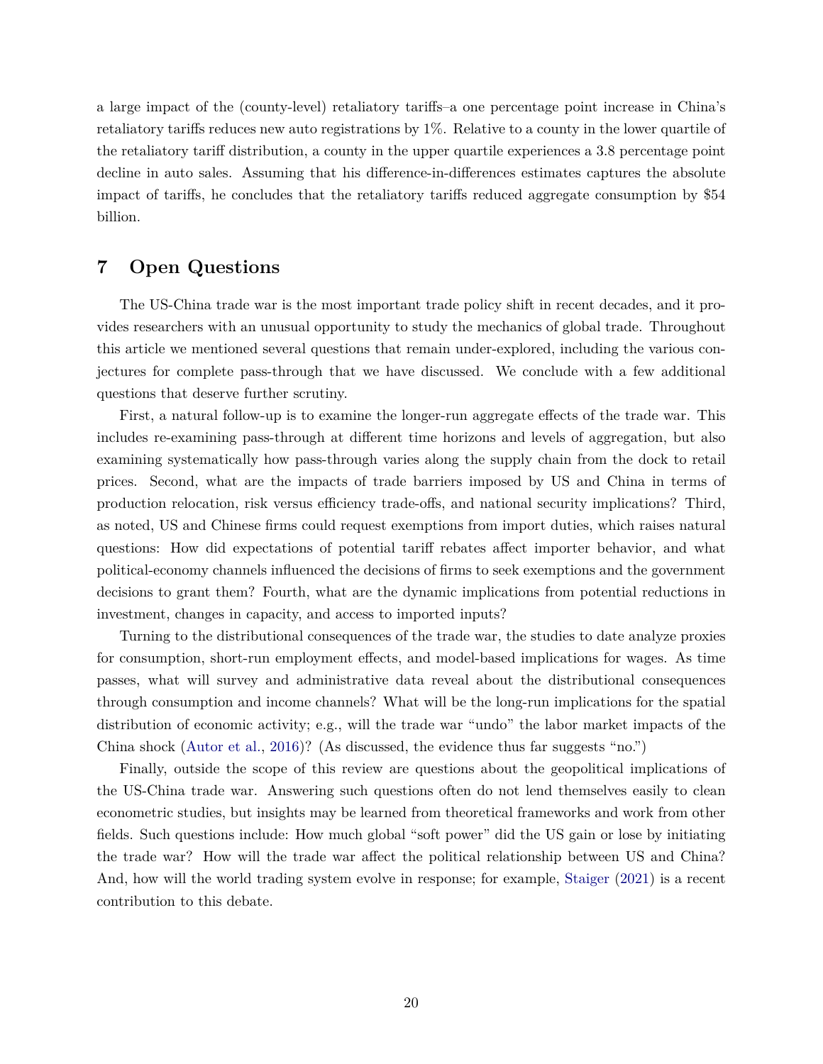a large impact of the (county-level) retaliatory tariffs–a one percentage point increase in China's retaliatory tariffs reduces new auto registrations by 1%. Relative to a county in the lower quartile of the retaliatory tariff distribution, a county in the upper quartile experiences a 3.8 percentage point decline in auto sales. Assuming that his difference-in-differences estimates captures the absolute impact of tariffs, he concludes that the retaliatory tariffs reduced aggregate consumption by $54 billion.

## 7 Open Questions

The US-China trade war is the most important trade policy shift in recent decades, and it provides researchers with an unusual opportunity to study the mechanics of global trade. Throughout this article we mentioned several questions that remain under-explored, including the various conjectures for complete pass-through that we have discussed. We conclude with a few additional questions that deserve further scrutiny.

First, a natural follow-up is to examine the longer-run aggregate effects of the trade war. This includes re-examining pass-through at different time horizons and levels of aggregation, but also examining systematically how pass-through varies along the supply chain from the dock to retail prices. Second, what are the impacts of trade barriers imposed by US and China in terms of production relocation, risk versus efficiency trade-offs, and national security implications? Third, as noted, US and Chinese firms could request exemptions from import duties, which raises natural questions: How did expectations of potential tariff rebates affect importer behavior, and what political-economy channels influenced the decisions of firms to seek exemptions and the government decisions to grant them? Fourth, what are the dynamic implications from potential reductions in investment, changes in capacity, and access to imported inputs?

Turning to the distributional consequences of the trade war, the studies to date analyze proxies for consumption, short-run employment effects, and model-based implications for wages. As time passes, what will survey and administrative data reveal about the distributional consequences through consumption and income channels? What will be the long-run implications for the spatial distribution of economic activity; e.g., will the trade war "undo" the labor market impacts of the China shock (Autor et al., 2016)? (As discussed, the evidence thus far suggests "no.")

Finally, outside the scope of this review are questions about the geopolitical implications of the US-China trade war. Answering such questions often do not lend themselves easily to clean econometric studies, but insights may be learned from theoretical frameworks and work from other fields. Such questions include: How much global "soft power" did the US gain or lose by initiating the trade war? How will the trade war affect the political relationship between US and China? And, how will the world trading system evolve in response; for example, Staiger (2021) is a recent contribution to this debate.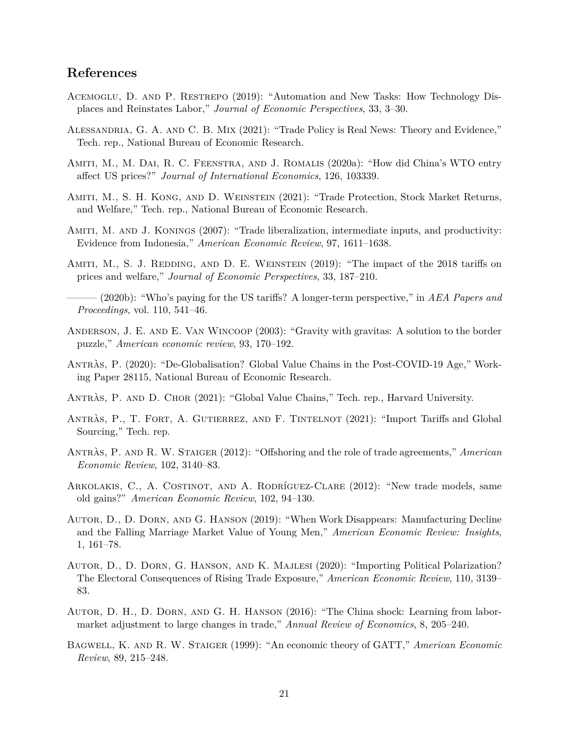## References

Acemoglu, D. and P. Restrepo (2019): "Automation and New Tasks: How Technology Displaces and Reinstates Labor," *Journal of Economic Perspectives*, 33, 3–30.

Alessandria, G. A. and C. B. Mix (2021): "Trade Policy is Real News: Theory and Evidence," Tech. rep., National Bureau of Economic Research.

Amiti, M., M. Dai, R. C. Feenstra, and J. Romalis (2020a): "How did China's WTO entry affect US prices?" *Journal of International Economics*, 126, 103339.

Amiti, M., S. H. Kong, and D. Weinstein (2021): "Trade Protection, Stock Market Returns, and Welfare," Tech. rep., National Bureau of Economic Research.

Amiti, M. and J. Konings (2007): "Trade liberalization, intermediate inputs, and productivity: Evidence from Indonesia," *American Economic Review*, 97, 1611–1638.

Amiti, M., S. J. Redding, and D. E. Weinstein (2019): "The impact of the 2018 tariffs on prices and welfare," *Journal of Economic Perspectives*, 33, 187–210.

——— (2020b): "Who's paying for the US tariffs? A longer-term perspective," in *AEA Papers and Proceedings*, vol. 110, 541–46.

Anderson, J. E. and E. Van Wincoop (2003): "Gravity with gravitas: A solution to the border puzzle," *American economic review*, 93, 170–192.

Antràs, P. (2020): "De-Globalisation? Global Value Chains in the Post-COVID-19 Age," Working Paper 28115, National Bureau of Economic Research.

Antràs, P. and D. Chor (2021): "Global Value Chains," Tech. rep., Harvard University.

Antràs, P., T. Fort, A. Gutierrez, and F. Tintelnot (2021): "Import Tariffs and Global Sourcing," Tech. rep.

Antràs, P. and R. W. Staiger (2012): "Offshoring and the role of trade agreements," *American Economic Review*, 102, 3140–83.

Arkolakis, C., A. Costinot, and A. Rodríguez-Clare (2012): "New trade models, same old gains?" *American Economic Review*, 102, 94–130.

Autor, D., D. Dorn, and G. Hanson (2019): "When Work Disappears: Manufacturing Decline and the Falling Marriage Market Value of Young Men," *American Economic Review: Insights*, 1, 161–78.

Autor, D., D. Dorn, G. Hanson, and K. Majlesi (2020): "Importing Political Polarization? The Electoral Consequences of Rising Trade Exposure," *American Economic Review*, 110, 3139–83.

Autor, D. H., D. Dorn, and G. H. Hanson (2016): "The China shock: Learning from labor-market adjustment to large changes in trade," *Annual Review of Economics*, 8, 205–240.

Bagwell, K. and R. W. Staiger (1999): "An economic theory of GATT," *American Economic Review*, 89, 215–248.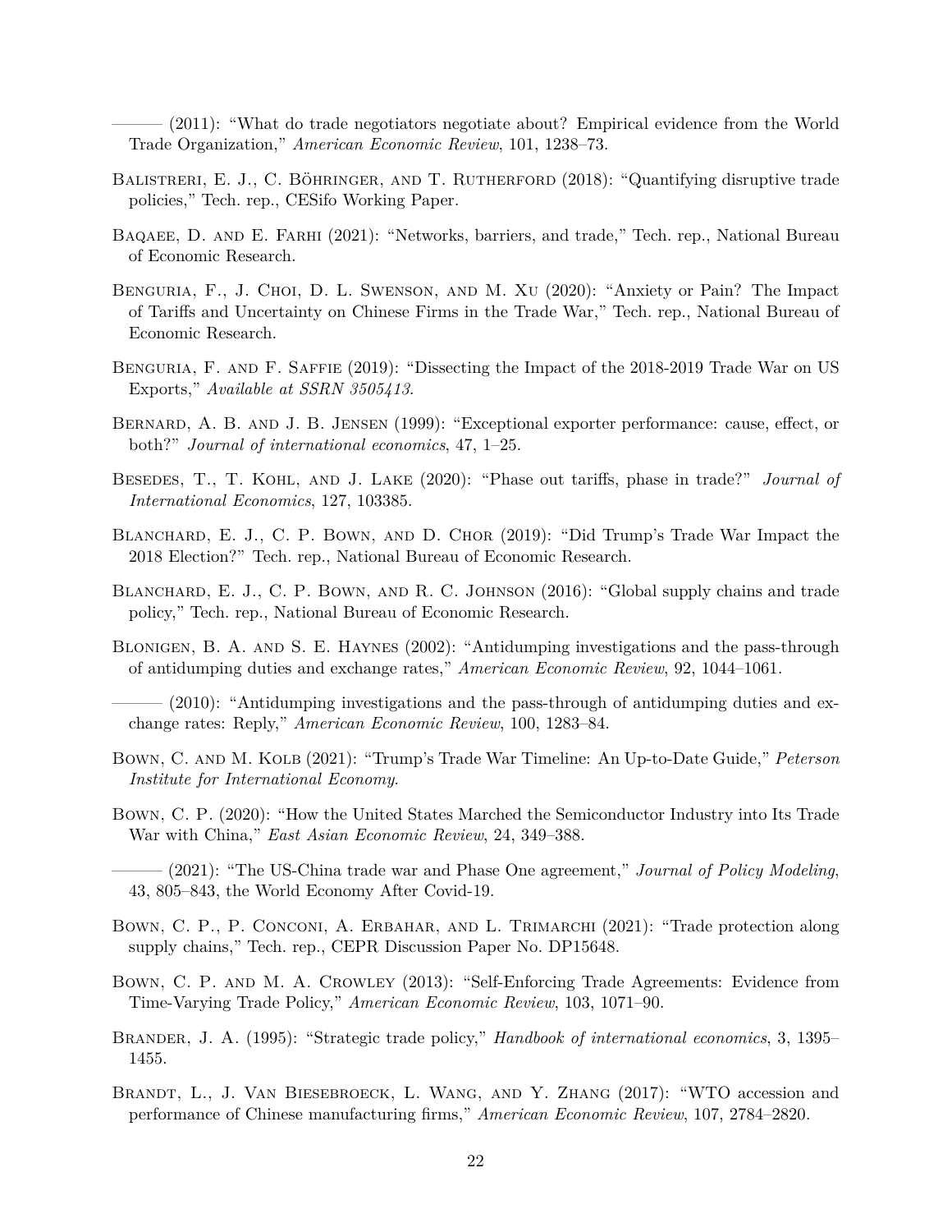——— (2011): "What do trade negotiators negotiate about? Empirical evidence from the World Trade Organization," *American Economic Review*, 101, 1238–73.

Balistreri, E. J., C. Böhringer, and T. Rutherford (2018): "Quantifying disruptive trade policies," Tech. rep., CESifo Working Paper.

Baqaee, D. and E. Farhi (2021): "Networks, barriers, and trade," Tech. rep., National Bureau of Economic Research.

Benguria, F., J. Choi, D. L. Swenson, and M. Xu (2020): "Anxiety or Pain? The Impact of Tariffs and Uncertainty on Chinese Firms in the Trade War," Tech. rep., National Bureau of Economic Research.

Benguria, F. and F. Saffie (2019): "Dissecting the Impact of the 2018-2019 Trade War on US Exports," *Available at SSRN 3505413*.

Bernard, A. B. and J. B. Jensen (1999): "Exceptional exporter performance: cause, effect, or both?" *Journal of international economics*, 47, 1–25.

Besedes, T., T. Kohl, and J. Lake (2020): "Phase out tariffs, phase in trade?" *Journal of International Economics*, 127, 103385.

Blanchard, E. J., C. P. Bown, and D. Chor (2019): "Did Trump's Trade War Impact the 2018 Election?" Tech. rep., National Bureau of Economic Research.

Blanchard, E. J., C. P. Bown, and R. C. Johnson (2016): "Global supply chains and trade policy," Tech. rep., National Bureau of Economic Research.

Blonigen, B. A. and S. E. Haynes (2002): "Antidumping investigations and the pass-through of antidumping duties and exchange rates," *American Economic Review*, 92, 1044–1061.

——— (2010): "Antidumping investigations and the pass-through of antidumping duties and exchange rates: Reply," *American Economic Review*, 100, 1283–84.

Bown, C. and M. Kolb (2021): "Trump's Trade War Timeline: An Up-to-Date Guide," *Peterson Institute for International Economy*.

Bown, C. P. (2020): "How the United States Marched the Semiconductor Industry into Its Trade War with China," *East Asian Economic Review*, 24, 349–388.

——— (2021): "The US-China trade war and Phase One agreement," *Journal of Policy Modeling*, 43, 805–843, the World Economy After Covid-19.

Bown, C. P., P. Conconi, A. Erbahar, and L. Trimarchi (2021): "Trade protection along supply chains," Tech. rep., CEPR Discussion Paper No. DP15648.

Bown, C. P. and M. A. Crowley (2013): "Self-Enforcing Trade Agreements: Evidence from Time-Varying Trade Policy," *American Economic Review*, 103, 1071–90.

Brander, J. A. (1995): "Strategic trade policy," *Handbook of international economics*, 3, 1395–1455.

Brandt, L., J. Van Biesebroeck, L. Wang, and Y. Zhang (2017): "WTO accession and performance of Chinese manufacturing firms," *American Economic Review*, 107, 2784–2820.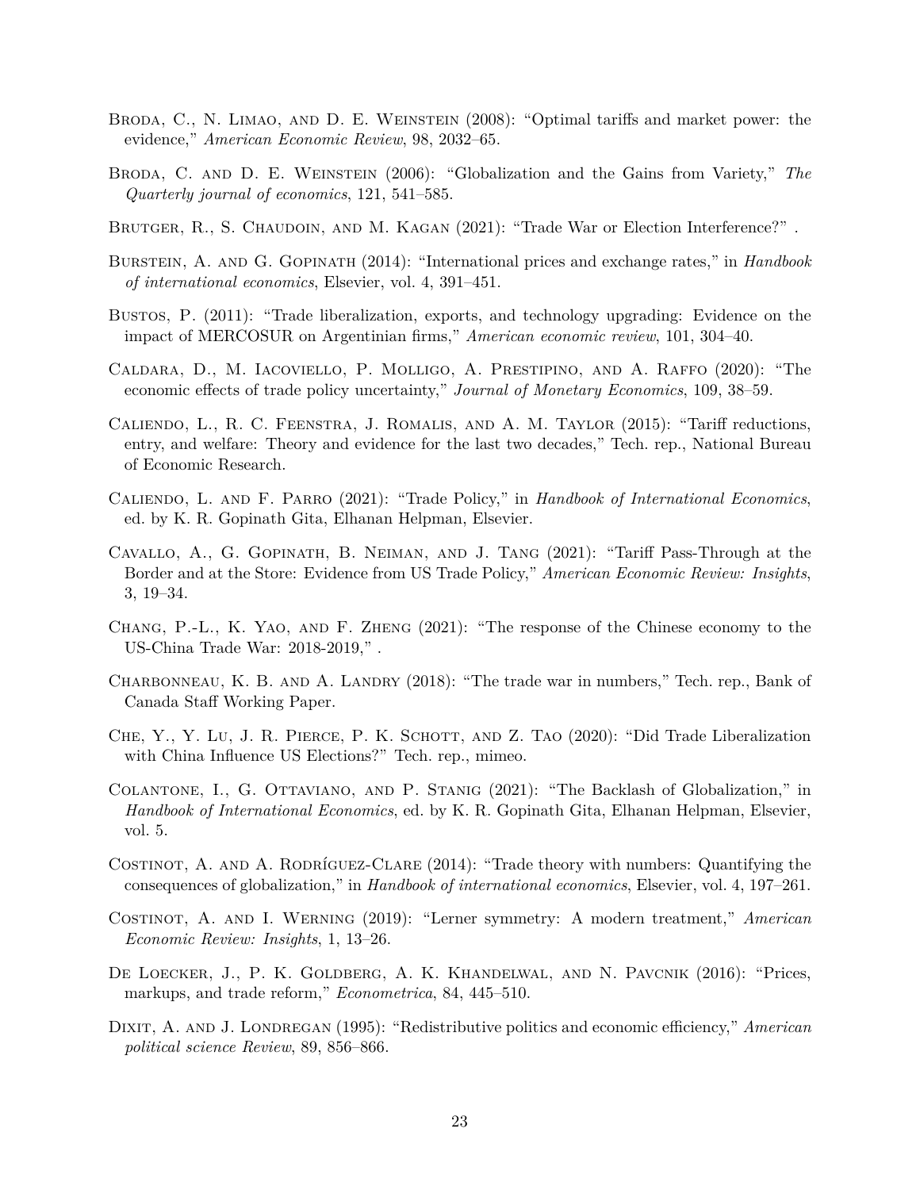Broda, C., N. Limao, and D. E. Weinstein (2008): "Optimal tariffs and market power: the evidence," *American Economic Review*, 98, 2032–65.

Broda, C. and D. E. Weinstein (2006): "Globalization and the Gains from Variety," *The Quarterly journal of economics*, 121, 541–585.

Brutger, R., S. Chaudoin, and M. Kagan (2021): "Trade War or Election Interference?" .

Burstein, A. and G. Gopinath (2014): "International prices and exchange rates," in *Handbook of international economics*, Elsevier, vol. 4, 391–451.

Bustos, P. (2011): "Trade liberalization, exports, and technology upgrading: Evidence on the impact of MERCOSUR on Argentinian firms," *American economic review*, 101, 304–40.

Caldara, D., M. Iacoviello, P. Molligo, A. Prestipino, and A. Raffo (2020): "The economic effects of trade policy uncertainty," *Journal of Monetary Economics*, 109, 38–59.

Caliendo, L., R. C. Feenstra, J. Romalis, and A. M. Taylor (2015): "Tariff reductions, entry, and welfare: Theory and evidence for the last two decades," Tech. rep., National Bureau of Economic Research.

Caliendo, L. and F. Parro (2021): "Trade Policy," in *Handbook of International Economics*, ed. by K. R. Gopinath Gita, Elhanan Helpman, Elsevier.

Cavallo, A., G. Gopinath, B. Neiman, and J. Tang (2021): "Tariff Pass-Through at the Border and at the Store: Evidence from US Trade Policy," *American Economic Review: Insights*, 3, 19–34.

Chang, P.-L., K. Yao, and F. Zheng (2021): "The response of the Chinese economy to the US-China Trade War: 2018-2019," .

Charbonneau, K. B. and A. Landry (2018): "The trade war in numbers," Tech. rep., Bank of Canada Staff Working Paper.

Che, Y., Y. Lu, J. R. Pierce, P. K. Schott, and Z. Tao (2020): "Did Trade Liberalization with China Influence US Elections?" Tech. rep., mimeo.

Colantone, I., G. Ottaviano, and P. Stanig (2021): "The Backlash of Globalization," in *Handbook of International Economics*, ed. by K. R. Gopinath Gita, Elhanan Helpman, Elsevier, vol. 5.

Costinot, A. and A. Rodríguez-Clare (2014): "Trade theory with numbers: Quantifying the consequences of globalization," in *Handbook of international economics*, Elsevier, vol. 4, 197–261.

Costinot, A. and I. Werning (2019): "Lerner symmetry: A modern treatment," *American Economic Review: Insights*, 1, 13–26.

De Loecker, J., P. K. Goldberg, A. K. Khandelwal, and N. Pavcnik (2016): "Prices, markups, and trade reform," *Econometrica*, 84, 445–510.

Dixit, A. and J. Londregan (1995): "Redistributive politics and economic efficiency," *American political science Review*, 89, 856–866.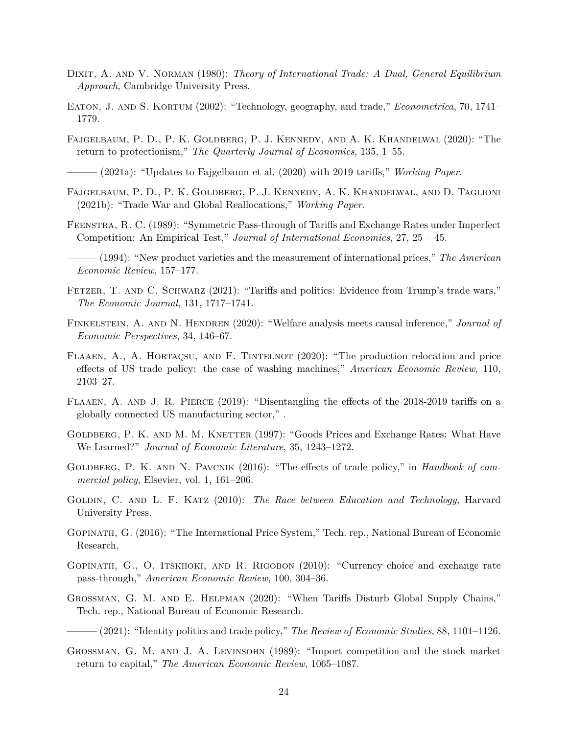Dixit, A. and V. Norman (1980): *Theory of International Trade: A Dual, General Equilibrium Approach*, Cambridge University Press.

Eaton, J. and S. Kortum (2002): "Technology, geography, and trade," *Econometrica*, 70, 1741–1779.

Fajgelbaum, P. D., P. K. Goldberg, P. J. Kennedy, and A. K. Khandelwal (2020): "The return to protectionism," *The Quarterly Journal of Economics*, 135, 1–55.

——— (2021a): "Updates to Fajgelbaum et al. (2020) with 2019 tariffs," *Working Paper*.

Fajgelbaum, P. D., P. K. Goldberg, P. J. Kennedy, A. K. Khandelwal, and D. Taglioni (2021b): "Trade War and Global Reallocations," *Working Paper*.

Feenstra, R. C. (1989): "Symmetric Pass-through of Tariffs and Exchange Rates under Imperfect Competition: An Empirical Test," *Journal of International Economics*, 27, 25 – 45.

——— (1994): "New product varieties and the measurement of international prices," *The American Economic Review*, 157–177.

Fetzer, T. and C. Schwarz (2021): "Tariffs and politics: Evidence from Trump's trade wars," *The Economic Journal*, 131, 1717–1741.

Finkelstein, A. and N. Hendren (2020): "Welfare analysis meets causal inference," *Journal of Economic Perspectives*, 34, 146–67.

Flaaen, A., A. Hortaçsu, and F. Tintelnot (2020): "The production relocation and price effects of US trade policy: the case of washing machines," *American Economic Review*, 110, 2103–27.

Flaaen, A. and J. R. Pierce (2019): "Disentangling the effects of the 2018-2019 tariffs on a globally connected US manufacturing sector," .

Goldberg, P. K. and M. M. Knetter (1997): "Goods Prices and Exchange Rates: What Have We Learned?" *Journal of Economic Literature*, 35, 1243–1272.

Goldberg, P. K. and N. Pavcnik (2016): "The effects of trade policy," in *Handbook of commercial policy*, Elsevier, vol. 1, 161–206.

Goldin, C. and L. F. Katz (2010): *The Race between Education and Technology*, Harvard University Press.

Gopinath, G. (2016): "The International Price System," Tech. rep., National Bureau of Economic Research.

Gopinath, G., O. Itskhoki, and R. Rigobon (2010): "Currency choice and exchange rate pass-through," *American Economic Review*, 100, 304–36.

Grossman, G. M. and E. Helpman (2020): "When Tariffs Disturb Global Supply Chains," Tech. rep., National Bureau of Economic Research.

——— (2021): "Identity politics and trade policy," *The Review of Economic Studies*, 88, 1101–1126.

Grossman, G. M. and J. A. Levinsohn (1989): "Import competition and the stock market return to capital," *The American Economic Review*, 1065–1087.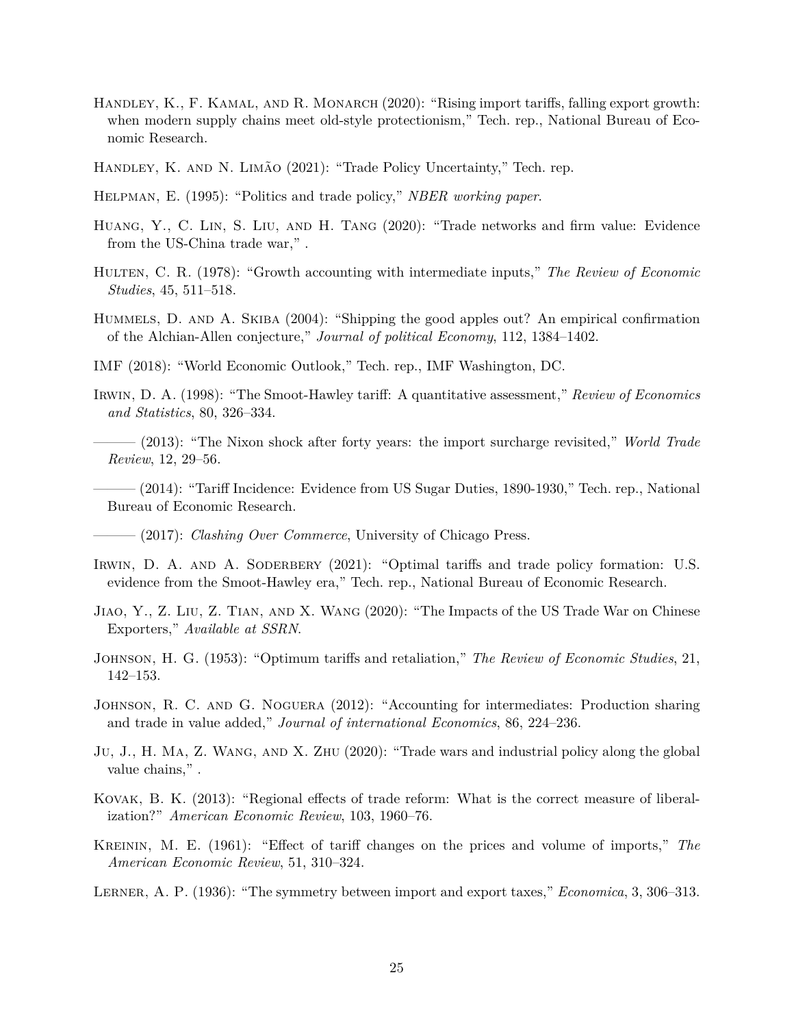Handley, K., F. Kamal, and R. Monarch (2020): "Rising import tariffs, falling export growth: when modern supply chains meet old-style protectionism," Tech. rep., National Bureau of Economic Research.

Handley, K. and N. Limão (2021): "Trade Policy Uncertainty," Tech. rep.

Helpman, E. (1995): "Politics and trade policy," *NBER working paper*.

Huang, Y., C. Lin, S. Liu, and H. Tang (2020): "Trade networks and firm value: Evidence from the US-China trade war," .

Hulten, C. R. (1978): "Growth accounting with intermediate inputs," *The Review of Economic Studies*, 45, 511–518.

Hummels, D. and A. Skiba (2004): "Shipping the good apples out? An empirical confirmation of the Alchian-Allen conjecture," *Journal of political Economy*, 112, 1384–1402.

IMF (2018): "World Economic Outlook," Tech. rep., IMF Washington, DC.

Irwin, D. A. (1998): "The Smoot-Hawley tariff: A quantitative assessment," *Review of Economics and Statistics*, 80, 326–334.

——— (2013): "The Nixon shock after forty years: the import surcharge revisited," *World Trade Review*, 12, 29–56.

——— (2014): "Tariff Incidence: Evidence from US Sugar Duties, 1890-1930," Tech. rep., National Bureau of Economic Research.

——— (2017): *Clashing Over Commerce*, University of Chicago Press.

Irwin, D. A. and A. Soderbery (2021): "Optimal tariffs and trade policy formation: U.S. evidence from the Smoot-Hawley era," Tech. rep., National Bureau of Economic Research.

Jiao, Y., Z. Liu, Z. Tian, and X. Wang (2020): "The Impacts of the US Trade War on Chinese Exporters," *Available at SSRN*.

Johnson, H. G. (1953): "Optimum tariffs and retaliation," *The Review of Economic Studies*, 21, 142–153.

Johnson, R. C. and G. Noguera (2012): "Accounting for intermediates: Production sharing and trade in value added," *Journal of international Economics*, 86, 224–236.

Ju, J., H. Ma, Z. Wang, and X. Zhu (2020): "Trade wars and industrial policy along the global value chains," .

Kovak, B. K. (2013): "Regional effects of trade reform: What is the correct measure of liberalization?" *American Economic Review*, 103, 1960–76.

Kreinin, M. E. (1961): "Effect of tariff changes on the prices and volume of imports," *The American Economic Review*, 51, 310–324.

Lerner, A. P. (1936): "The symmetry between import and export taxes," *Economica*, 3, 306–313.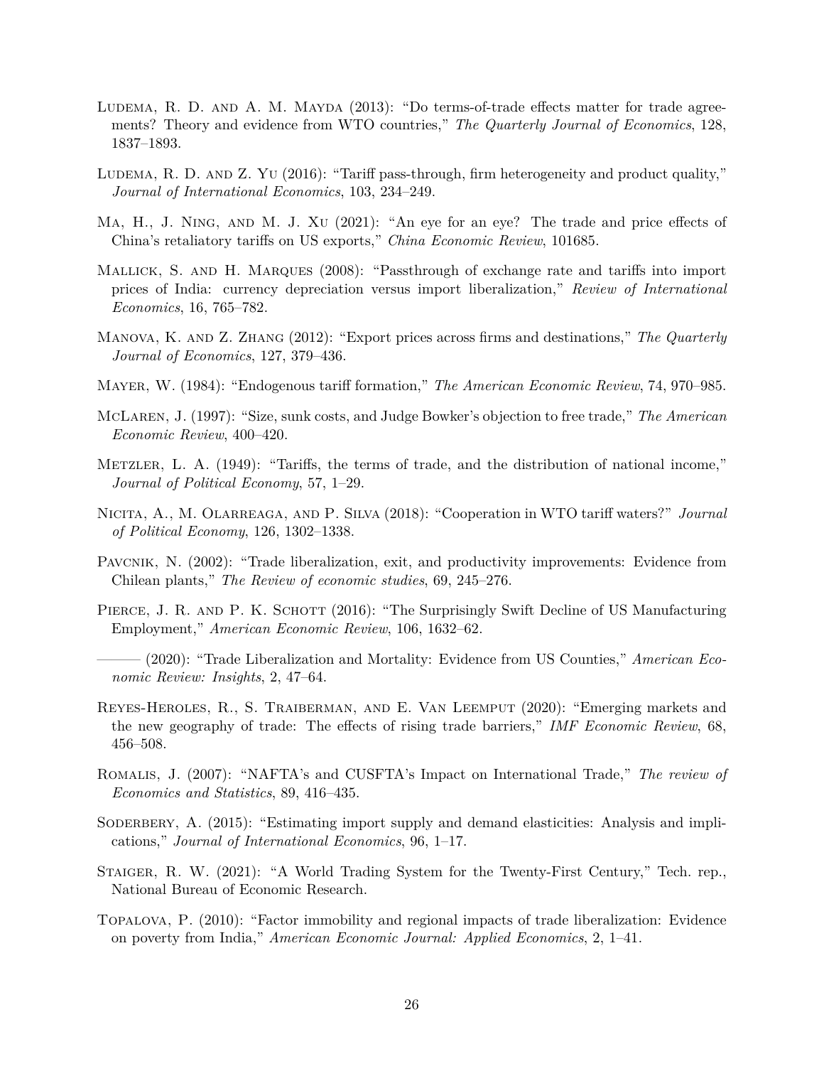Ludema, R. D. and A. M. Mayda (2013): "Do terms-of-trade effects matter for trade agreements? Theory and evidence from WTO countries," *The Quarterly Journal of Economics*, 128, 1837–1893.

Ludema, R. D. and Z. Yu (2016): "Tariff pass-through, firm heterogeneity and product quality," *Journal of International Economics*, 103, 234–249.

Ma, H., J. Ning, and M. J. Xu (2021): "An eye for an eye? The trade and price effects of China's retaliatory tariffs on US exports," *China Economic Review*, 101685.

Mallick, S. and H. Marques (2008): "Passthrough of exchange rate and tariffs into import prices of India: currency depreciation versus import liberalization," *Review of International Economics*, 16, 765–782.

Manova, K. and Z. Zhang (2012): "Export prices across firms and destinations," *The Quarterly Journal of Economics*, 127, 379–436.

Mayer, W. (1984): "Endogenous tariff formation," *The American Economic Review*, 74, 970–985.

McLaren, J. (1997): "Size, sunk costs, and Judge Bowker's objection to free trade," *The American Economic Review*, 400–420.

Metzler, L. A. (1949): "Tariffs, the terms of trade, and the distribution of national income," *Journal of Political Economy*, 57, 1–29.

Nicita, A., M. Olarreaga, and P. Silva (2018): "Cooperation in WTO tariff waters?" *Journal of Political Economy*, 126, 1302–1338.

Pavcnik, N. (2002): "Trade liberalization, exit, and productivity improvements: Evidence from Chilean plants," *The Review of economic studies*, 69, 245–276.

Pierce, J. R. and P. K. Schott (2016): "The Surprisingly Swift Decline of US Manufacturing Employment," *American Economic Review*, 106, 1632–62.

——— (2020): "Trade Liberalization and Mortality: Evidence from US Counties," *American Economic Review: Insights*, 2, 47–64.

Reyes-Heroles, R., S. Traiberman, and E. Van Leemput (2020): "Emerging markets and the new geography of trade: The effects of rising trade barriers," *IMF Economic Review*, 68, 456–508.

Romalis, J. (2007): "NAFTA's and CUSFTA's Impact on International Trade," *The review of Economics and Statistics*, 89, 416–435.

Soderbery, A. (2015): "Estimating import supply and demand elasticities: Analysis and implications," *Journal of International Economics*, 96, 1–17.

Staiger, R. W. (2021): "A World Trading System for the Twenty-First Century," Tech. rep., National Bureau of Economic Research.

Topalova, P. (2010): "Factor immobility and regional impacts of trade liberalization: Evidence on poverty from India," *American Economic Journal: Applied Economics*, 2, 1–41.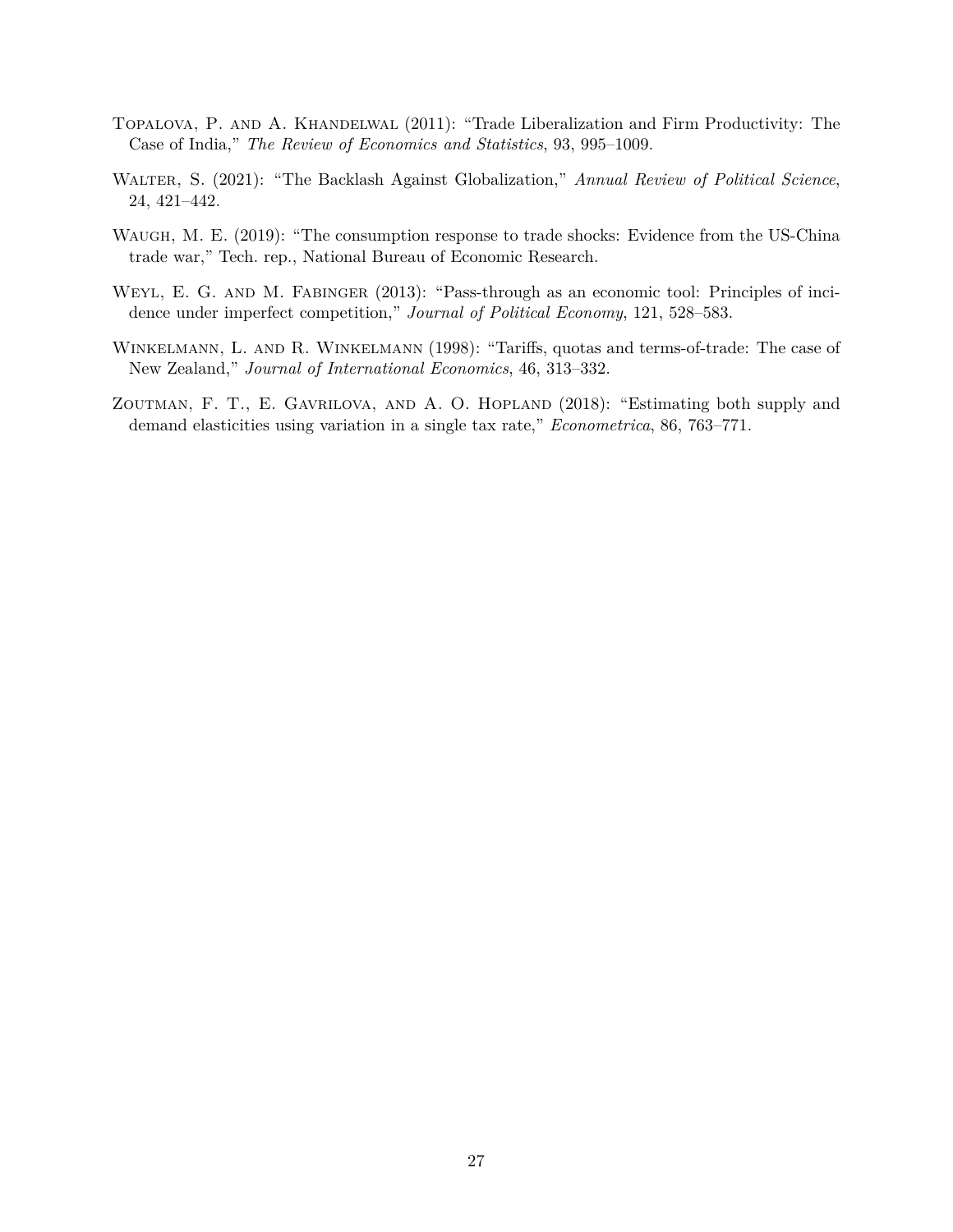Topalova, P. and A. Khandelwal (2011): "Trade Liberalization and Firm Productivity: The Case of India," *The Review of Economics and Statistics*, 93, 995–1009.

Walter, S. (2021): "The Backlash Against Globalization," *Annual Review of Political Science*, 24, 421–442.

Waugh, M. E. (2019): "The consumption response to trade shocks: Evidence from the US-China trade war," Tech. rep., National Bureau of Economic Research.

Weyl, E. G. and M. Fabinger (2013): "Pass-through as an economic tool: Principles of incidence under imperfect competition," *Journal of Political Economy*, 121, 528–583.

Winkelmann, L. and R. Winkelmann (1998): "Tariffs, quotas and terms-of-trade: The case of New Zealand," *Journal of International Economics*, 46, 313–332.

Zoutman, F. T., E. Gavrilova, and A. O. Hopland (2018): "Estimating both supply and demand elasticities using variation in a single tax rate," *Econometrica*, 86, 763–771.